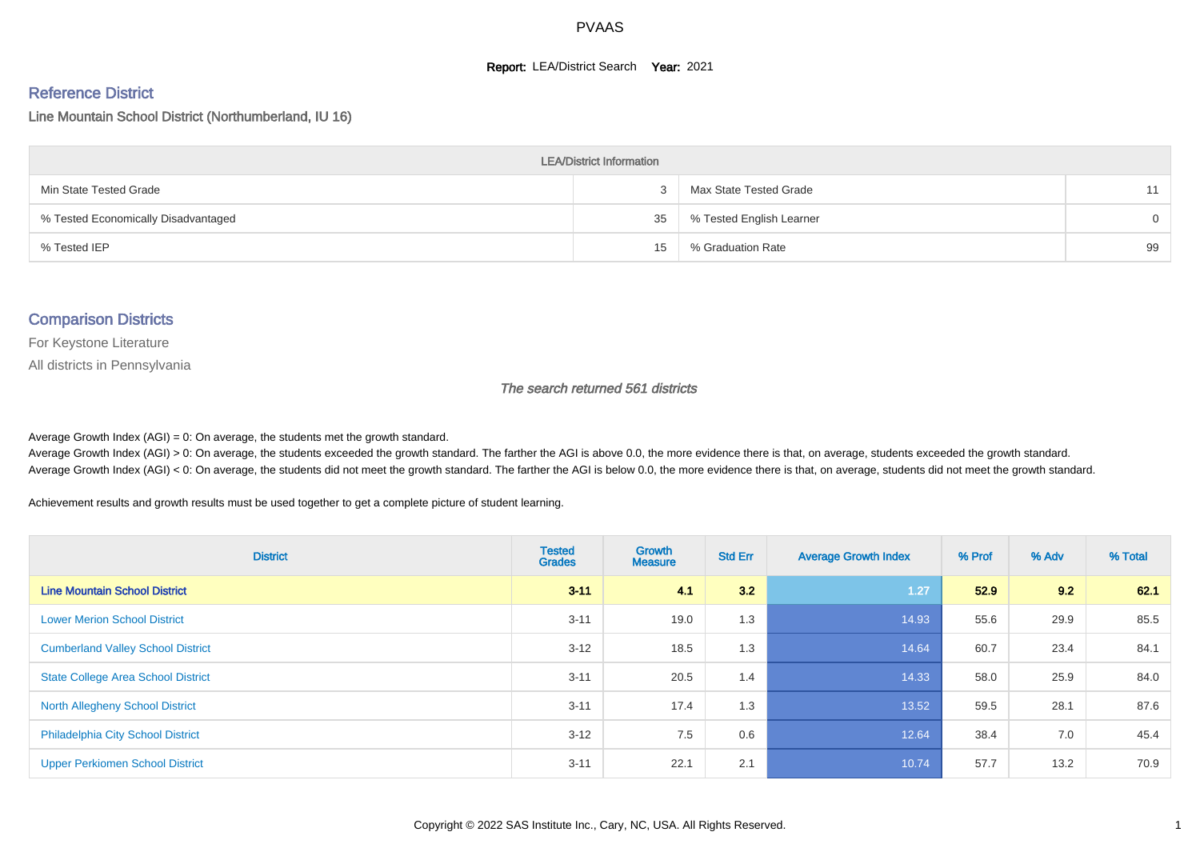# PVAAS

**Report:** LEA/District Search **Year:** 2021

## Reference District

### Line Mountain School District (Northumberland, IU 16)

| LEA/District Information | | | |
|---|---|---|---|
| Min State Tested Grade | 3 | Max State Tested Grade | 11 |
| % Tested Economically Disadvantaged | 35 | % Tested English Learner | 0 |
| % Tested IEP | 15 | % Graduation Rate | 99 |

## Comparison Districts

For Keystone Literature

All districts in Pennsylvania

*The search returned 561 districts*

Average Growth Index (AGI) = 0: On average, the students met the growth standard.
Average Growth Index (AGI) > 0: On average, the students exceeded the growth standard. The farther the AGI is above 0.0, the more evidence there is that, on average, students exceeded the growth standard.
Average Growth Index (AGI) < 0: On average, the students did not meet the growth standard. The farther the AGI is below 0.0, the more evidence there is that, on average, students did not meet the growth standard.

Achievement results and growth results must be used together to get a complete picture of student learning.

| District | Tested Grades | Growth Measure | Std Err | Average Growth Index | % Prof | % Adv | % Total |
|---|---|---|---|---|---|---|---|
| **Line Mountain School District** | **3-11** | **4.1** | **3.2** | 1.27 | **52.9** | **9.2** | **62.1** |
| Lower Merion School District | 3-11 | 19.0 | 1.3 | 14.93 | 55.6 | 29.9 | 85.5 |
| Cumberland Valley School District | 3-12 | 18.5 | 1.3 | 14.64 | 60.7 | 23.4 | 84.1 |
| State College Area School District | 3-11 | 20.5 | 1.4 | 14.33 | 58.0 | 25.9 | 84.0 |
| North Allegheny School District | 3-11 | 17.4 | 1.3 | 13.52 | 59.5 | 28.1 | 87.6 |
| Philadelphia City School District | 3-12 | 7.5 | 0.6 | 12.64 | 38.4 | 7.0 | 45.4 |
| Upper Perkiomen School District | 3-11 | 22.1 | 2.1 | 10.74 | 57.7 | 13.2 | 70.9 |

Copyright © 2022 SAS Institute Inc., Cary, NC, USA. All Rights Reserved.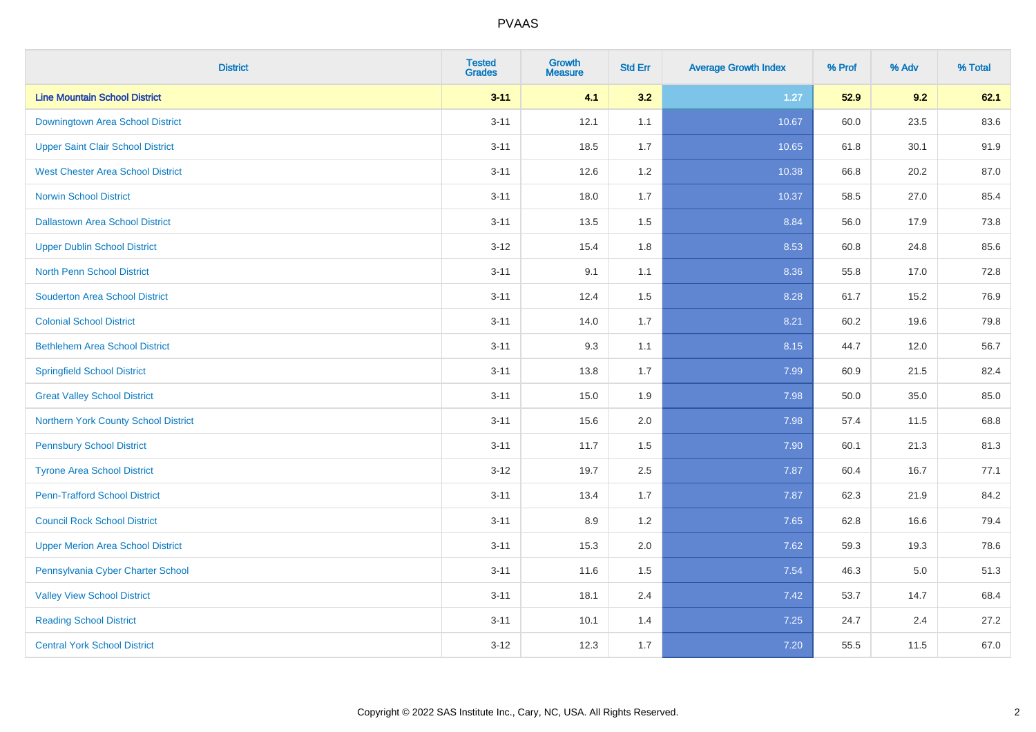| District | Tested Grades | Growth Measure | Std Err | Average Growth Index | % Prof | % Adv | % Total |
|---|---|---|---|---|---|---|---|
| **Line Mountain School District** | **3-11** | **4.1** | **3.2** | **1.27** | **52.9** | **9.2** | **62.1** |
| Downingtown Area School District | 3-11 | 12.1 | 1.1 | 10.67 | 60.0 | 23.5 | 83.6 |
| Upper Saint Clair School District | 3-11 | 18.5 | 1.7 | 10.65 | 61.8 | 30.1 | 91.9 |
| West Chester Area School District | 3-11 | 12.6 | 1.2 | 10.38 | 66.8 | 20.2 | 87.0 |
| Norwin School District | 3-11 | 18.0 | 1.7 | 10.37 | 58.5 | 27.0 | 85.4 |
| Dallastown Area School District | 3-11 | 13.5 | 1.5 | 8.84 | 56.0 | 17.9 | 73.8 |
| Upper Dublin School District | 3-12 | 15.4 | 1.8 | 8.53 | 60.8 | 24.8 | 85.6 |
| North Penn School District | 3-11 | 9.1 | 1.1 | 8.36 | 55.8 | 17.0 | 72.8 |
| Souderton Area School District | 3-11 | 12.4 | 1.5 | 8.28 | 61.7 | 15.2 | 76.9 |
| Colonial School District | 3-11 | 14.0 | 1.7 | 8.21 | 60.2 | 19.6 | 79.8 |
| Bethlehem Area School District | 3-11 | 9.3 | 1.1 | 8.15 | 44.7 | 12.0 | 56.7 |
| Springfield School District | 3-11 | 13.8 | 1.7 | 7.99 | 60.9 | 21.5 | 82.4 |
| Great Valley School District | 3-11 | 15.0 | 1.9 | 7.98 | 50.0 | 35.0 | 85.0 |
| Northern York County School District | 3-11 | 15.6 | 2.0 | 7.98 | 57.4 | 11.5 | 68.8 |
| Pennsbury School District | 3-11 | 11.7 | 1.5 | 7.90 | 60.1 | 21.3 | 81.3 |
| Tyrone Area School District | 3-12 | 19.7 | 2.5 | 7.87 | 60.4 | 16.7 | 77.1 |
| Penn-Trafford School District | 3-11 | 13.4 | 1.7 | 7.87 | 62.3 | 21.9 | 84.2 |
| Council Rock School District | 3-11 | 8.9 | 1.2 | 7.65 | 62.8 | 16.6 | 79.4 |
| Upper Merion Area School District | 3-11 | 15.3 | 2.0 | 7.62 | 59.3 | 19.3 | 78.6 |
| Pennsylvania Cyber Charter School | 3-11 | 11.6 | 1.5 | 7.54 | 46.3 | 5.0 | 51.3 |
| Valley View School District | 3-11 | 18.1 | 2.4 | 7.42 | 53.7 | 14.7 | 68.4 |
| Reading School District | 3-11 | 10.1 | 1.4 | 7.25 | 24.7 | 2.4 | 27.2 |
| Central York School District | 3-12 | 12.3 | 1.7 | 7.20 | 55.5 | 11.5 | 67.0 |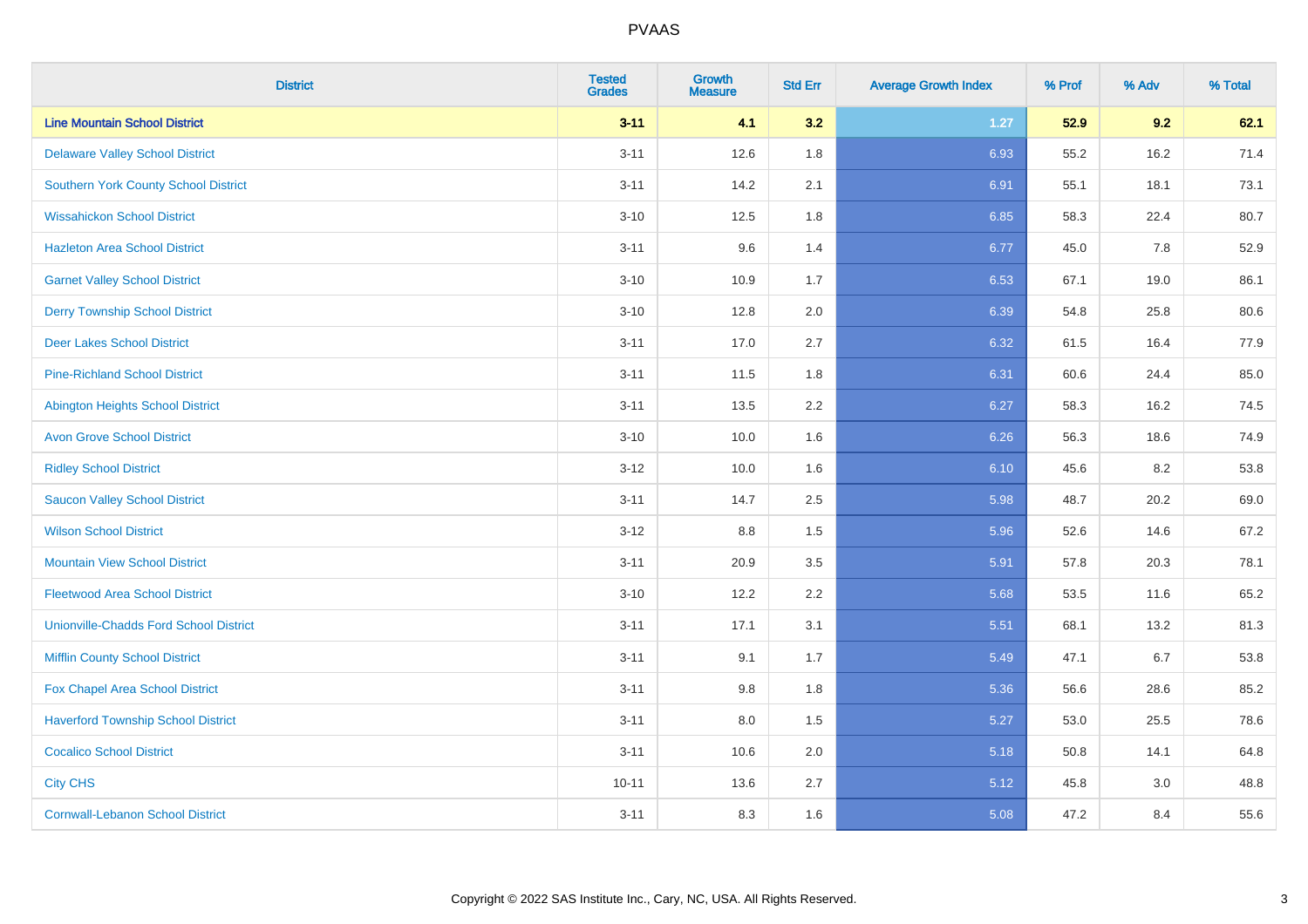| District | Tested Grades | Growth Measure | Std Err | Average Growth Index | % Prof | % Adv | % Total |
|---|---|---|---|---|---|---|---|
| **Line Mountain School District** | **3-11** | **4.1** | **3.2** | **1.27** | **52.9** | **9.2** | **62.1** |
| Delaware Valley School District | 3-11 | 12.6 | 1.8 | 6.93 | 55.2 | 16.2 | 71.4 |
| Southern York County School District | 3-11 | 14.2 | 2.1 | 6.91 | 55.1 | 18.1 | 73.1 |
| Wissahickon School District | 3-10 | 12.5 | 1.8 | 6.85 | 58.3 | 22.4 | 80.7 |
| Hazleton Area School District | 3-11 | 9.6 | 1.4 | 6.77 | 45.0 | 7.8 | 52.9 |
| Garnet Valley School District | 3-10 | 10.9 | 1.7 | 6.53 | 67.1 | 19.0 | 86.1 |
| Derry Township School District | 3-10 | 12.8 | 2.0 | 6.39 | 54.8 | 25.8 | 80.6 |
| Deer Lakes School District | 3-11 | 17.0 | 2.7 | 6.32 | 61.5 | 16.4 | 77.9 |
| Pine-Richland School District | 3-11 | 11.5 | 1.8 | 6.31 | 60.6 | 24.4 | 85.0 |
| Abington Heights School District | 3-11 | 13.5 | 2.2 | 6.27 | 58.3 | 16.2 | 74.5 |
| Avon Grove School District | 3-10 | 10.0 | 1.6 | 6.26 | 56.3 | 18.6 | 74.9 |
| Ridley School District | 3-12 | 10.0 | 1.6 | 6.10 | 45.6 | 8.2 | 53.8 |
| Saucon Valley School District | 3-11 | 14.7 | 2.5 | 5.98 | 48.7 | 20.2 | 69.0 |
| Wilson School District | 3-12 | 8.8 | 1.5 | 5.96 | 52.6 | 14.6 | 67.2 |
| Mountain View School District | 3-11 | 20.9 | 3.5 | 5.91 | 57.8 | 20.3 | 78.1 |
| Fleetwood Area School District | 3-10 | 12.2 | 2.2 | 5.68 | 53.5 | 11.6 | 65.2 |
| Unionville-Chadds Ford School District | 3-11 | 17.1 | 3.1 | 5.51 | 68.1 | 13.2 | 81.3 |
| Mifflin County School District | 3-11 | 9.1 | 1.7 | 5.49 | 47.1 | 6.7 | 53.8 |
| Fox Chapel Area School District | 3-11 | 9.8 | 1.8 | 5.36 | 56.6 | 28.6 | 85.2 |
| Haverford Township School District | 3-11 | 8.0 | 1.5 | 5.27 | 53.0 | 25.5 | 78.6 |
| Cocalico School District | 3-11 | 10.6 | 2.0 | 5.18 | 50.8 | 14.1 | 64.8 |
| City CHS | 10-11 | 13.6 | 2.7 | 5.12 | 45.8 | 3.0 | 48.8 |
| Cornwall-Lebanon School District | 3-11 | 8.3 | 1.6 | 5.08 | 47.2 | 8.4 | 55.6 |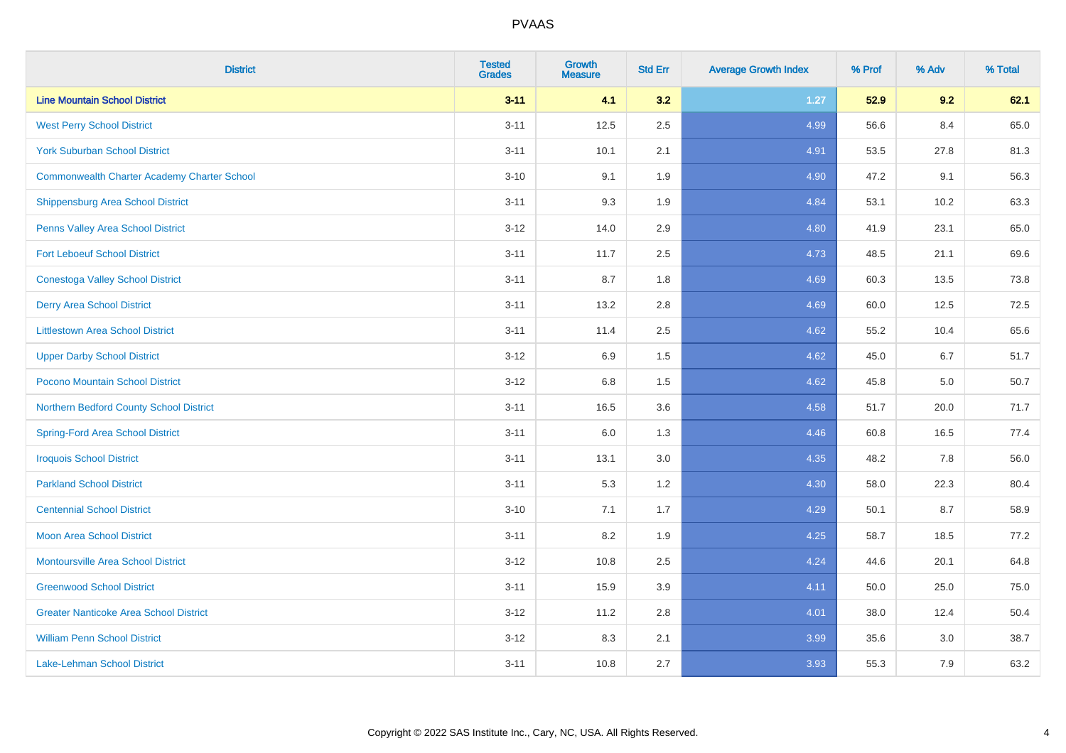# PVAAS

| District | Tested Grades | Growth Measure | Std Err | Average Growth Index | % Prof | % Adv | % Total |
|---|---|---|---|---|---|---|---|
| **Line Mountain School District** | **3-11** | **4.1** | **3.2** | **1.27** | **52.9** | **9.2** | **62.1** |
| West Perry School District | 3-11 | 12.5 | 2.5 | 4.99 | 56.6 | 8.4 | 65.0 |
| York Suburban School District | 3-11 | 10.1 | 2.1 | 4.91 | 53.5 | 27.8 | 81.3 |
| Commonwealth Charter Academy Charter School | 3-10 | 9.1 | 1.9 | 4.90 | 47.2 | 9.1 | 56.3 |
| Shippensburg Area School District | 3-11 | 9.3 | 1.9 | 4.84 | 53.1 | 10.2 | 63.3 |
| Penns Valley Area School District | 3-12 | 14.0 | 2.9 | 4.80 | 41.9 | 23.1 | 65.0 |
| Fort Leboeuf School District | 3-11 | 11.7 | 2.5 | 4.73 | 48.5 | 21.1 | 69.6 |
| Conestoga Valley School District | 3-11 | 8.7 | 1.8 | 4.69 | 60.3 | 13.5 | 73.8 |
| Derry Area School District | 3-11 | 13.2 | 2.8 | 4.69 | 60.0 | 12.5 | 72.5 |
| Littlestown Area School District | 3-11 | 11.4 | 2.5 | 4.62 | 55.2 | 10.4 | 65.6 |
| Upper Darby School District | 3-12 | 6.9 | 1.5 | 4.62 | 45.0 | 6.7 | 51.7 |
| Pocono Mountain School District | 3-12 | 6.8 | 1.5 | 4.62 | 45.8 | 5.0 | 50.7 |
| Northern Bedford County School District | 3-11 | 16.5 | 3.6 | 4.58 | 51.7 | 20.0 | 71.7 |
| Spring-Ford Area School District | 3-11 | 6.0 | 1.3 | 4.46 | 60.8 | 16.5 | 77.4 |
| Iroquois School District | 3-11 | 13.1 | 3.0 | 4.35 | 48.2 | 7.8 | 56.0 |
| Parkland School District | 3-11 | 5.3 | 1.2 | 4.30 | 58.0 | 22.3 | 80.4 |
| Centennial School District | 3-10 | 7.1 | 1.7 | 4.29 | 50.1 | 8.7 | 58.9 |
| Moon Area School District | 3-11 | 8.2 | 1.9 | 4.25 | 58.7 | 18.5 | 77.2 |
| Montoursville Area School District | 3-12 | 10.8 | 2.5 | 4.24 | 44.6 | 20.1 | 64.8 |
| Greenwood School District | 3-11 | 15.9 | 3.9 | 4.11 | 50.0 | 25.0 | 75.0 |
| Greater Nanticoke Area School District | 3-12 | 11.2 | 2.8 | 4.01 | 38.0 | 12.4 | 50.4 |
| William Penn School District | 3-12 | 8.3 | 2.1 | 3.99 | 35.6 | 3.0 | 38.7 |
| Lake-Lehman School District | 3-11 | 10.8 | 2.7 | 3.93 | 55.3 | 7.9 | 63.2 |

Copyright © 2022 SAS Institute Inc., Cary, NC, USA. All Rights Reserved.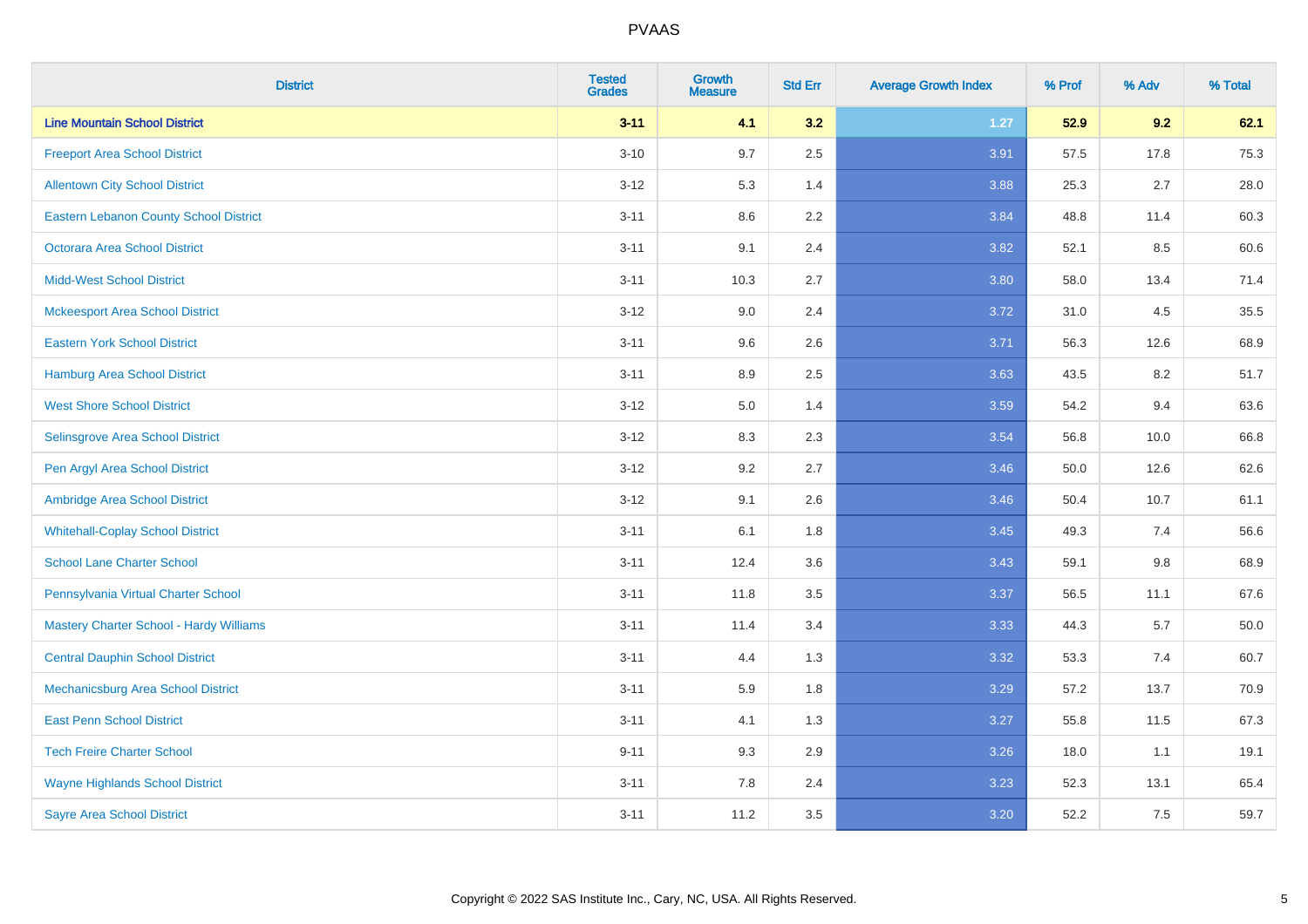# PVAAS

| District | Tested Grades | Growth Measure | Std Err | Average Growth Index | % Prof | % Adv | % Total |
|---|---|---|---|---|---|---|---|
| **Line Mountain School District** | **3-11** | **4.1** | **3.2** | **1.27** | **52.9** | **9.2** | **62.1** |
| Freeport Area School District | 3-10 | 9.7 | 2.5 | 3.91 | 57.5 | 17.8 | 75.3 |
| Allentown City School District | 3-12 | 5.3 | 1.4 | 3.88 | 25.3 | 2.7 | 28.0 |
| Eastern Lebanon County School District | 3-11 | 8.6 | 2.2 | 3.84 | 48.8 | 11.4 | 60.3 |
| Octorara Area School District | 3-11 | 9.1 | 2.4 | 3.82 | 52.1 | 8.5 | 60.6 |
| Midd-West School District | 3-11 | 10.3 | 2.7 | 3.80 | 58.0 | 13.4 | 71.4 |
| Mckeesport Area School District | 3-12 | 9.0 | 2.4 | 3.72 | 31.0 | 4.5 | 35.5 |
| Eastern York School District | 3-11 | 9.6 | 2.6 | 3.71 | 56.3 | 12.6 | 68.9 |
| Hamburg Area School District | 3-11 | 8.9 | 2.5 | 3.63 | 43.5 | 8.2 | 51.7 |
| West Shore School District | 3-12 | 5.0 | 1.4 | 3.59 | 54.2 | 9.4 | 63.6 |
| Selinsgrove Area School District | 3-12 | 8.3 | 2.3 | 3.54 | 56.8 | 10.0 | 66.8 |
| Pen Argyl Area School District | 3-12 | 9.2 | 2.7 | 3.46 | 50.0 | 12.6 | 62.6 |
| Ambridge Area School District | 3-12 | 9.1 | 2.6 | 3.46 | 50.4 | 10.7 | 61.1 |
| Whitehall-Coplay School District | 3-11 | 6.1 | 1.8 | 3.45 | 49.3 | 7.4 | 56.6 |
| School Lane Charter School | 3-11 | 12.4 | 3.6 | 3.43 | 59.1 | 9.8 | 68.9 |
| Pennsylvania Virtual Charter School | 3-11 | 11.8 | 3.5 | 3.37 | 56.5 | 11.1 | 67.6 |
| Mastery Charter School - Hardy Williams | 3-11 | 11.4 | 3.4 | 3.33 | 44.3 | 5.7 | 50.0 |
| Central Dauphin School District | 3-11 | 4.4 | 1.3 | 3.32 | 53.3 | 7.4 | 60.7 |
| Mechanicsburg Area School District | 3-11 | 5.9 | 1.8 | 3.29 | 57.2 | 13.7 | 70.9 |
| East Penn School District | 3-11 | 4.1 | 1.3 | 3.27 | 55.8 | 11.5 | 67.3 |
| Tech Freire Charter School | 9-11 | 9.3 | 2.9 | 3.26 | 18.0 | 1.1 | 19.1 |
| Wayne Highlands School District | 3-11 | 7.8 | 2.4 | 3.23 | 52.3 | 13.1 | 65.4 |
| Sayre Area School District | 3-11 | 11.2 | 3.5 | 3.20 | 52.2 | 7.5 | 59.7 |

Copyright © 2022 SAS Institute Inc., Cary, NC, USA. All Rights Reserved.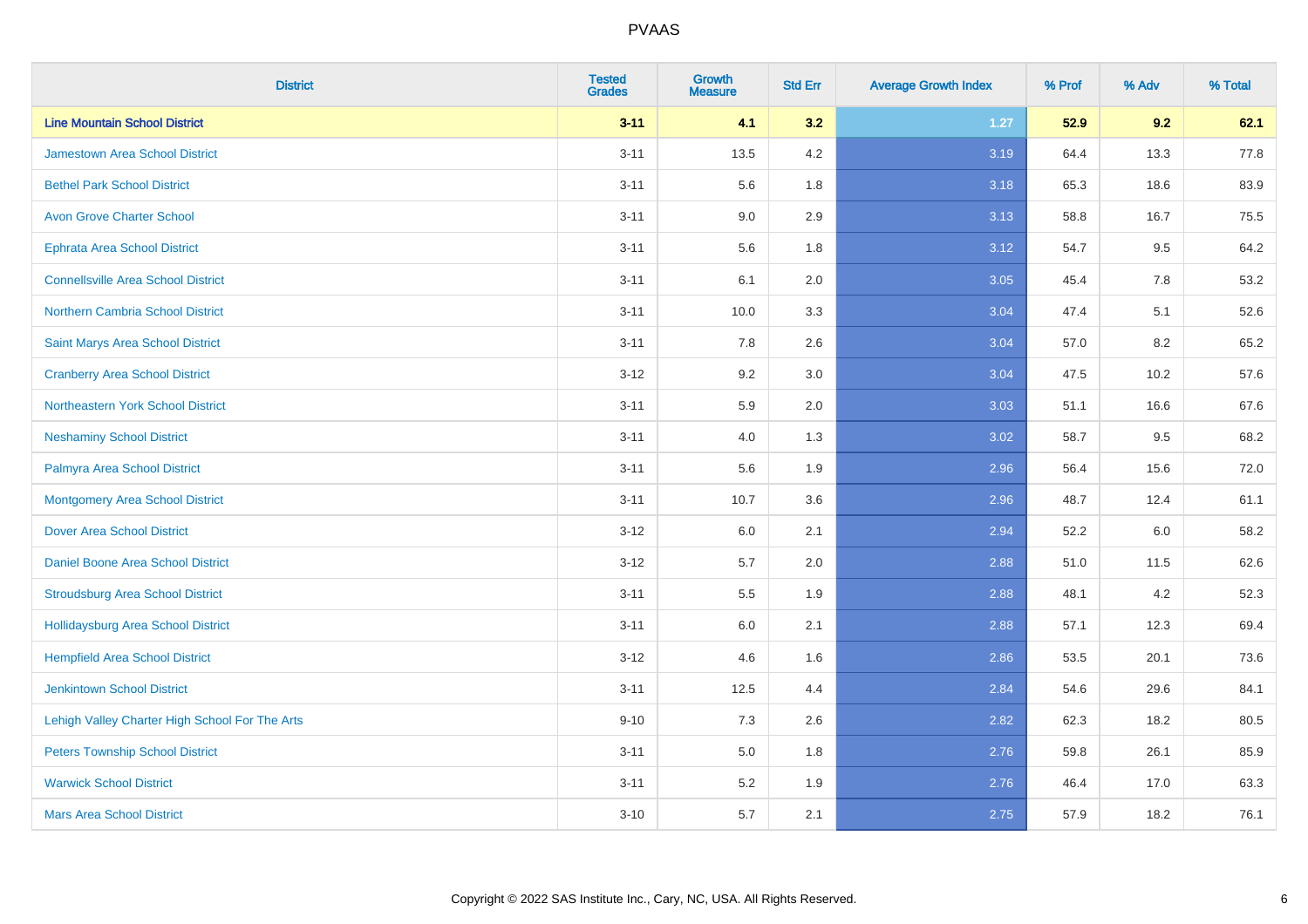| District | Tested Grades | Growth Measure | Std Err | Average Growth Index | % Prof | % Adv | % Total |
|---|---|---|---|---|---|---|---|
| **Line Mountain School District** | **3-11** | **4.1** | **3.2** | **1.27** | **52.9** | **9.2** | **62.1** |
| Jamestown Area School District | 3-11 | 13.5 | 4.2 | 3.19 | 64.4 | 13.3 | 77.8 |
| Bethel Park School District | 3-11 | 5.6 | 1.8 | 3.18 | 65.3 | 18.6 | 83.9 |
| Avon Grove Charter School | 3-11 | 9.0 | 2.9 | 3.13 | 58.8 | 16.7 | 75.5 |
| Ephrata Area School District | 3-11 | 5.6 | 1.8 | 3.12 | 54.7 | 9.5 | 64.2 |
| Connellsville Area School District | 3-11 | 6.1 | 2.0 | 3.05 | 45.4 | 7.8 | 53.2 |
| Northern Cambria School District | 3-11 | 10.0 | 3.3 | 3.04 | 47.4 | 5.1 | 52.6 |
| Saint Marys Area School District | 3-11 | 7.8 | 2.6 | 3.04 | 57.0 | 8.2 | 65.2 |
| Cranberry Area School District | 3-12 | 9.2 | 3.0 | 3.04 | 47.5 | 10.2 | 57.6 |
| Northeastern York School District | 3-11 | 5.9 | 2.0 | 3.03 | 51.1 | 16.6 | 67.6 |
| Neshaminy School District | 3-11 | 4.0 | 1.3 | 3.02 | 58.7 | 9.5 | 68.2 |
| Palmyra Area School District | 3-11 | 5.6 | 1.9 | 2.96 | 56.4 | 15.6 | 72.0 |
| Montgomery Area School District | 3-11 | 10.7 | 3.6 | 2.96 | 48.7 | 12.4 | 61.1 |
| Dover Area School District | 3-12 | 6.0 | 2.1 | 2.94 | 52.2 | 6.0 | 58.2 |
| Daniel Boone Area School District | 3-12 | 5.7 | 2.0 | 2.88 | 51.0 | 11.5 | 62.6 |
| Stroudsburg Area School District | 3-11 | 5.5 | 1.9 | 2.88 | 48.1 | 4.2 | 52.3 |
| Hollidaysburg Area School District | 3-11 | 6.0 | 2.1 | 2.88 | 57.1 | 12.3 | 69.4 |
| Hempfield Area School District | 3-12 | 4.6 | 1.6 | 2.86 | 53.5 | 20.1 | 73.6 |
| Jenkintown School District | 3-11 | 12.5 | 4.4 | 2.84 | 54.6 | 29.6 | 84.1 |
| Lehigh Valley Charter High School For The Arts | 9-10 | 7.3 | 2.6 | 2.82 | 62.3 | 18.2 | 80.5 |
| Peters Township School District | 3-11 | 5.0 | 1.8 | 2.76 | 59.8 | 26.1 | 85.9 |
| Warwick School District | 3-11 | 5.2 | 1.9 | 2.76 | 46.4 | 17.0 | 63.3 |
| Mars Area School District | 3-10 | 5.7 | 2.1 | 2.75 | 57.9 | 18.2 | 76.1 |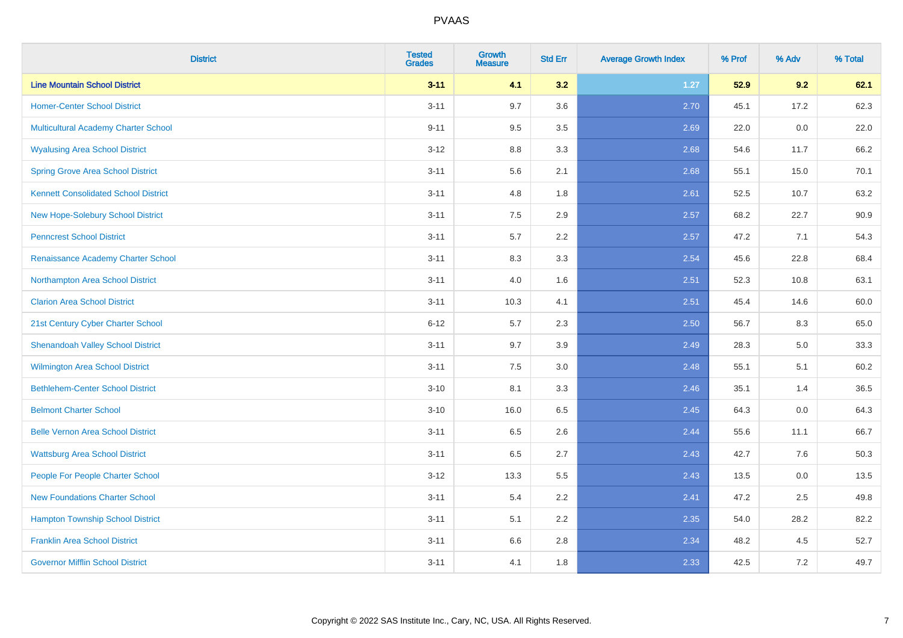PVAAS

| District | Tested Grades | Growth Measure | Std Err | Average Growth Index | % Prof | % Adv | % Total |
|---|---|---|---|---|---|---|---|
| **Line Mountain School District** | **3-11** | **4.1** | **3.2** | **1.27** | **52.9** | **9.2** | **62.1** |
| Homer-Center School District | 3-11 | 9.7 | 3.6 | 2.70 | 45.1 | 17.2 | 62.3 |
| Multicultural Academy Charter School | 9-11 | 9.5 | 3.5 | 2.69 | 22.0 | 0.0 | 22.0 |
| Wyalusing Area School District | 3-12 | 8.8 | 3.3 | 2.68 | 54.6 | 11.7 | 66.2 |
| Spring Grove Area School District | 3-11 | 5.6 | 2.1 | 2.68 | 55.1 | 15.0 | 70.1 |
| Kennett Consolidated School District | 3-11 | 4.8 | 1.8 | 2.61 | 52.5 | 10.7 | 63.2 |
| New Hope-Solebury School District | 3-11 | 7.5 | 2.9 | 2.57 | 68.2 | 22.7 | 90.9 |
| Penncrest School District | 3-11 | 5.7 | 2.2 | 2.57 | 47.2 | 7.1 | 54.3 |
| Renaissance Academy Charter School | 3-11 | 8.3 | 3.3 | 2.54 | 45.6 | 22.8 | 68.4 |
| Northampton Area School District | 3-11 | 4.0 | 1.6 | 2.51 | 52.3 | 10.8 | 63.1 |
| Clarion Area School District | 3-11 | 10.3 | 4.1 | 2.51 | 45.4 | 14.6 | 60.0 |
| 21st Century Cyber Charter School | 6-12 | 5.7 | 2.3 | 2.50 | 56.7 | 8.3 | 65.0 |
| Shenandoah Valley School District | 3-11 | 9.7 | 3.9 | 2.49 | 28.3 | 5.0 | 33.3 |
| Wilmington Area School District | 3-11 | 7.5 | 3.0 | 2.48 | 55.1 | 5.1 | 60.2 |
| Bethlehem-Center School District | 3-10 | 8.1 | 3.3 | 2.46 | 35.1 | 1.4 | 36.5 |
| Belmont Charter School | 3-10 | 16.0 | 6.5 | 2.45 | 64.3 | 0.0 | 64.3 |
| Belle Vernon Area School District | 3-11 | 6.5 | 2.6 | 2.44 | 55.6 | 11.1 | 66.7 |
| Wattsburg Area School District | 3-11 | 6.5 | 2.7 | 2.43 | 42.7 | 7.6 | 50.3 |
| People For People Charter School | 3-12 | 13.3 | 5.5 | 2.43 | 13.5 | 0.0 | 13.5 |
| New Foundations Charter School | 3-11 | 5.4 | 2.2 | 2.41 | 47.2 | 2.5 | 49.8 |
| Hampton Township School District | 3-11 | 5.1 | 2.2 | 2.35 | 54.0 | 28.2 | 82.2 |
| Franklin Area School District | 3-11 | 6.6 | 2.8 | 2.34 | 48.2 | 4.5 | 52.7 |
| Governor Mifflin School District | 3-11 | 4.1 | 1.8 | 2.33 | 42.5 | 7.2 | 49.7 |

Copyright © 2022 SAS Institute Inc., Cary, NC, USA. All Rights Reserved.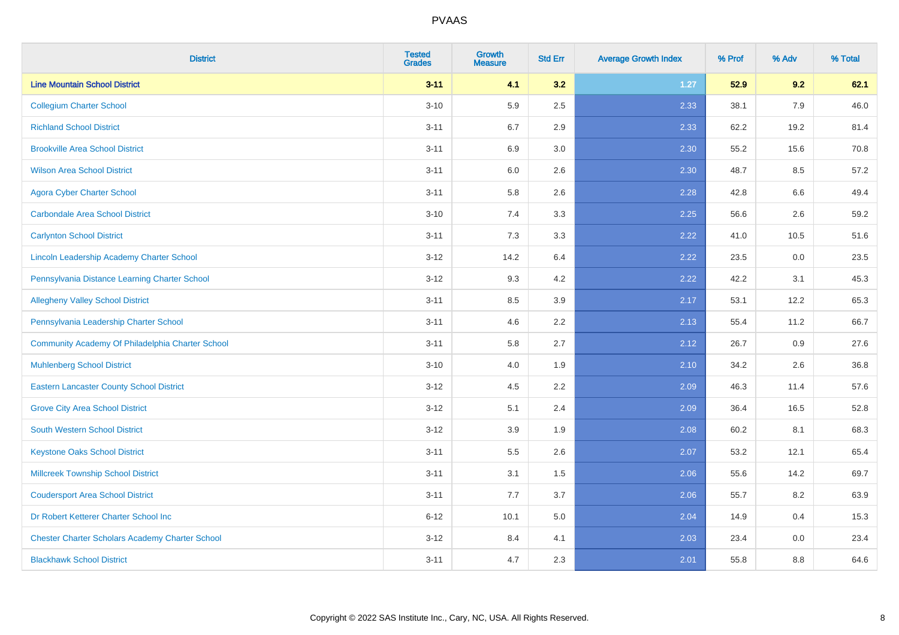| District | Tested Grades | Growth Measure | Std Err | Average Growth Index | % Prof | % Adv | % Total |
|---|---|---|---|---|---|---|---|
| **Line Mountain School District** | **3-11** | **4.1** | **3.2** | **1.27** | **52.9** | **9.2** | **62.1** |
| Collegium Charter School | 3-10 | 5.9 | 2.5 | 2.33 | 38.1 | 7.9 | 46.0 |
| Richland School District | 3-11 | 6.7 | 2.9 | 2.33 | 62.2 | 19.2 | 81.4 |
| Brookville Area School District | 3-11 | 6.9 | 3.0 | 2.30 | 55.2 | 15.6 | 70.8 |
| Wilson Area School District | 3-11 | 6.0 | 2.6 | 2.30 | 48.7 | 8.5 | 57.2 |
| Agora Cyber Charter School | 3-11 | 5.8 | 2.6 | 2.28 | 42.8 | 6.6 | 49.4 |
| Carbondale Area School District | 3-10 | 7.4 | 3.3 | 2.25 | 56.6 | 2.6 | 59.2 |
| Carlynton School District | 3-11 | 7.3 | 3.3 | 2.22 | 41.0 | 10.5 | 51.6 |
| Lincoln Leadership Academy Charter School | 3-12 | 14.2 | 6.4 | 2.22 | 23.5 | 0.0 | 23.5 |
| Pennsylvania Distance Learning Charter School | 3-12 | 9.3 | 4.2 | 2.22 | 42.2 | 3.1 | 45.3 |
| Allegheny Valley School District | 3-11 | 8.5 | 3.9 | 2.17 | 53.1 | 12.2 | 65.3 |
| Pennsylvania Leadership Charter School | 3-11 | 4.6 | 2.2 | 2.13 | 55.4 | 11.2 | 66.7 |
| Community Academy Of Philadelphia Charter School | 3-11 | 5.8 | 2.7 | 2.12 | 26.7 | 0.9 | 27.6 |
| Muhlenberg School District | 3-10 | 4.0 | 1.9 | 2.10 | 34.2 | 2.6 | 36.8 |
| Eastern Lancaster County School District | 3-12 | 4.5 | 2.2 | 2.09 | 46.3 | 11.4 | 57.6 |
| Grove City Area School District | 3-12 | 5.1 | 2.4 | 2.09 | 36.4 | 16.5 | 52.8 |
| South Western School District | 3-12 | 3.9 | 1.9 | 2.08 | 60.2 | 8.1 | 68.3 |
| Keystone Oaks School District | 3-11 | 5.5 | 2.6 | 2.07 | 53.2 | 12.1 | 65.4 |
| Millcreek Township School District | 3-11 | 3.1 | 1.5 | 2.06 | 55.6 | 14.2 | 69.7 |
| Coudersport Area School District | 3-11 | 7.7 | 3.7 | 2.06 | 55.7 | 8.2 | 63.9 |
| Dr Robert Ketterer Charter School Inc | 6-12 | 10.1 | 5.0 | 2.04 | 14.9 | 0.4 | 15.3 |
| Chester Charter Scholars Academy Charter School | 3-12 | 8.4 | 4.1 | 2.03 | 23.4 | 0.0 | 23.4 |
| Blackhawk School District | 3-11 | 4.7 | 2.3 | 2.01 | 55.8 | 8.8 | 64.6 |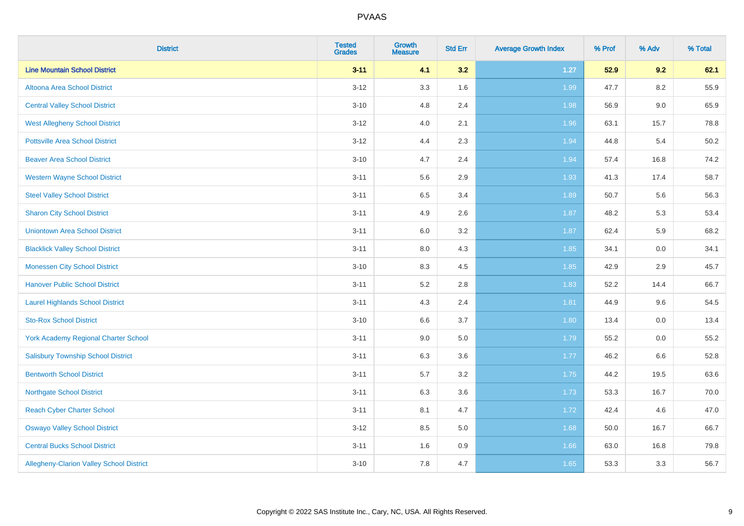# PVAAS

| District | Tested Grades | Growth Measure | Std Err | Average Growth Index | % Prof | % Adv | % Total |
|---|---|---|---|---|---|---|---|
| **Line Mountain School District** | **3-11** | **4.1** | **3.2** | **1.27** | **52.9** | **9.2** | **62.1** |
| Altoona Area School District | 3-12 | 3.3 | 1.6 | 1.99 | 47.7 | 8.2 | 55.9 |
| Central Valley School District | 3-10 | 4.8 | 2.4 | 1.98 | 56.9 | 9.0 | 65.9 |
| West Allegheny School District | 3-12 | 4.0 | 2.1 | 1.96 | 63.1 | 15.7 | 78.8 |
| Pottsville Area School District | 3-12 | 4.4 | 2.3 | 1.94 | 44.8 | 5.4 | 50.2 |
| Beaver Area School District | 3-10 | 4.7 | 2.4 | 1.94 | 57.4 | 16.8 | 74.2 |
| Western Wayne School District | 3-11 | 5.6 | 2.9 | 1.93 | 41.3 | 17.4 | 58.7 |
| Steel Valley School District | 3-11 | 6.5 | 3.4 | 1.89 | 50.7 | 5.6 | 56.3 |
| Sharon City School District | 3-11 | 4.9 | 2.6 | 1.87 | 48.2 | 5.3 | 53.4 |
| Uniontown Area School District | 3-11 | 6.0 | 3.2 | 1.87 | 62.4 | 5.9 | 68.2 |
| Blacklick Valley School District | 3-11 | 8.0 | 4.3 | 1.85 | 34.1 | 0.0 | 34.1 |
| Monessen City School District | 3-10 | 8.3 | 4.5 | 1.85 | 42.9 | 2.9 | 45.7 |
| Hanover Public School District | 3-11 | 5.2 | 2.8 | 1.83 | 52.2 | 14.4 | 66.7 |
| Laurel Highlands School District | 3-11 | 4.3 | 2.4 | 1.81 | 44.9 | 9.6 | 54.5 |
| Sto-Rox School District | 3-10 | 6.6 | 3.7 | 1.80 | 13.4 | 0.0 | 13.4 |
| York Academy Regional Charter School | 3-11 | 9.0 | 5.0 | 1.79 | 55.2 | 0.0 | 55.2 |
| Salisbury Township School District | 3-11 | 6.3 | 3.6 | 1.77 | 46.2 | 6.6 | 52.8 |
| Bentworth School District | 3-11 | 5.7 | 3.2 | 1.75 | 44.2 | 19.5 | 63.6 |
| Northgate School District | 3-11 | 6.3 | 3.6 | 1.73 | 53.3 | 16.7 | 70.0 |
| Reach Cyber Charter School | 3-11 | 8.1 | 4.7 | 1.72 | 42.4 | 4.6 | 47.0 |
| Oswayo Valley School District | 3-12 | 8.5 | 5.0 | 1.68 | 50.0 | 16.7 | 66.7 |
| Central Bucks School District | 3-11 | 1.6 | 0.9 | 1.66 | 63.0 | 16.8 | 79.8 |
| Allegheny-Clarion Valley School District | 3-10 | 7.8 | 4.7 | 1.65 | 53.3 | 3.3 | 56.7 |

Copyright © 2022 SAS Institute Inc., Cary, NC, USA. All Rights Reserved.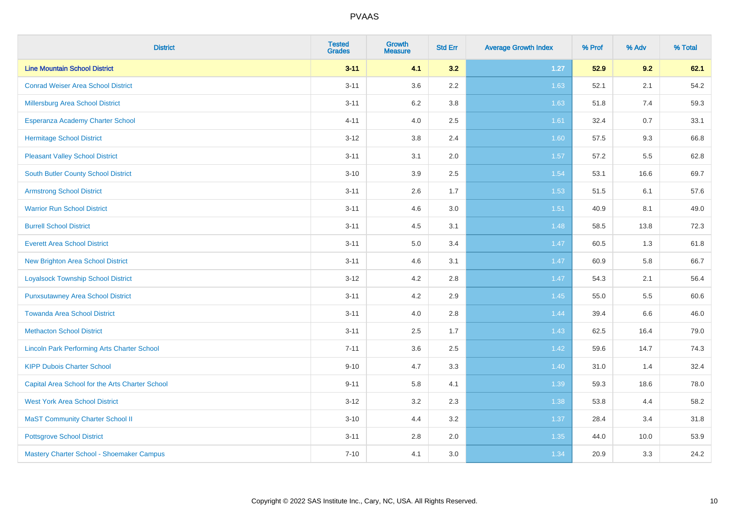| District | Tested Grades | Growth Measure | Std Err | Average Growth Index | % Prof | % Adv | % Total |
|---|---|---|---|---|---|---|---|
| **Line Mountain School District** | **3-11** | **4.1** | **3.2** | **1.27** | **52.9** | **9.2** | **62.1** |
| Conrad Weiser Area School District | 3-11 | 3.6 | 2.2 | 1.63 | 52.1 | 2.1 | 54.2 |
| Millersburg Area School District | 3-11 | 6.2 | 3.8 | 1.63 | 51.8 | 7.4 | 59.3 |
| Esperanza Academy Charter School | 4-11 | 4.0 | 2.5 | 1.61 | 32.4 | 0.7 | 33.1 |
| Hermitage School District | 3-12 | 3.8 | 2.4 | 1.60 | 57.5 | 9.3 | 66.8 |
| Pleasant Valley School District | 3-11 | 3.1 | 2.0 | 1.57 | 57.2 | 5.5 | 62.8 |
| South Butler County School District | 3-10 | 3.9 | 2.5 | 1.54 | 53.1 | 16.6 | 69.7 |
| Armstrong School District | 3-11 | 2.6 | 1.7 | 1.53 | 51.5 | 6.1 | 57.6 |
| Warrior Run School District | 3-11 | 4.6 | 3.0 | 1.51 | 40.9 | 8.1 | 49.0 |
| Burrell School District | 3-11 | 4.5 | 3.1 | 1.48 | 58.5 | 13.8 | 72.3 |
| Everett Area School District | 3-11 | 5.0 | 3.4 | 1.47 | 60.5 | 1.3 | 61.8 |
| New Brighton Area School District | 3-11 | 4.6 | 3.1 | 1.47 | 60.9 | 5.8 | 66.7 |
| Loyalsock Township School District | 3-12 | 4.2 | 2.8 | 1.47 | 54.3 | 2.1 | 56.4 |
| Punxsutawney Area School District | 3-11 | 4.2 | 2.9 | 1.45 | 55.0 | 5.5 | 60.6 |
| Towanda Area School District | 3-11 | 4.0 | 2.8 | 1.44 | 39.4 | 6.6 | 46.0 |
| Methacton School District | 3-11 | 2.5 | 1.7 | 1.43 | 62.5 | 16.4 | 79.0 |
| Lincoln Park Performing Arts Charter School | 7-11 | 3.6 | 2.5 | 1.42 | 59.6 | 14.7 | 74.3 |
| KIPP Dubois Charter School | 9-10 | 4.7 | 3.3 | 1.40 | 31.0 | 1.4 | 32.4 |
| Capital Area School for the Arts Charter School | 9-11 | 5.8 | 4.1 | 1.39 | 59.3 | 18.6 | 78.0 |
| West York Area School District | 3-12 | 3.2 | 2.3 | 1.38 | 53.8 | 4.4 | 58.2 |
| MaST Community Charter School II | 3-10 | 4.4 | 3.2 | 1.37 | 28.4 | 3.4 | 31.8 |
| Pottsgrove School District | 3-11 | 2.8 | 2.0 | 1.35 | 44.0 | 10.0 | 53.9 |
| Mastery Charter School - Shoemaker Campus | 7-10 | 4.1 | 3.0 | 1.34 | 20.9 | 3.3 | 24.2 |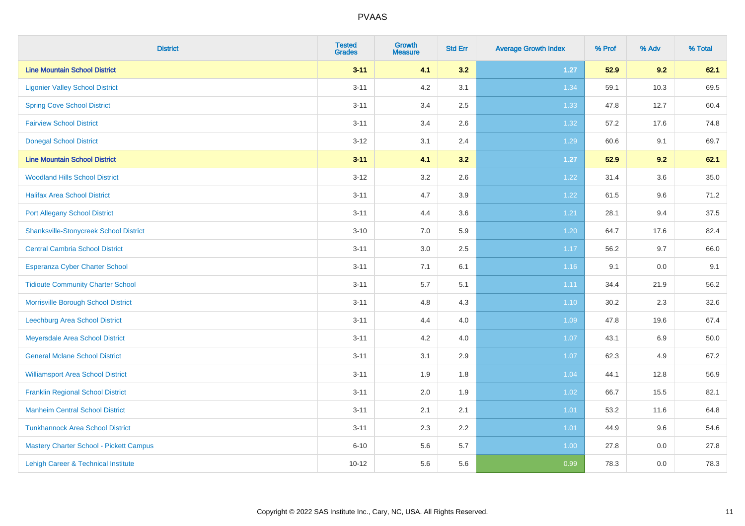| District | Tested Grades | Growth Measure | Std Err | Average Growth Index | % Prof | % Adv | % Total |
|---|---|---|---|---|---|---|---|
| **Line Mountain School District** | **3-11** | **4.1** | **3.2** | **1.27** | **52.9** | **9.2** | **62.1** |
| Ligonier Valley School District | 3-11 | 4.2 | 3.1 | 1.34 | 59.1 | 10.3 | 69.5 |
| Spring Cove School District | 3-11 | 3.4 | 2.5 | 1.33 | 47.8 | 12.7 | 60.4 |
| Fairview School District | 3-11 | 3.4 | 2.6 | 1.32 | 57.2 | 17.6 | 74.8 |
| Donegal School District | 3-12 | 3.1 | 2.4 | 1.29 | 60.6 | 9.1 | 69.7 |
| **Line Mountain School District** | **3-11** | **4.1** | **3.2** | **1.27** | **52.9** | **9.2** | **62.1** |
| Woodland Hills School District | 3-12 | 3.2 | 2.6 | 1.22 | 31.4 | 3.6 | 35.0 |
| Halifax Area School District | 3-11 | 4.7 | 3.9 | 1.22 | 61.5 | 9.6 | 71.2 |
| Port Allegany School District | 3-11 | 4.4 | 3.6 | 1.21 | 28.1 | 9.4 | 37.5 |
| Shanksville-Stonycreek School District | 3-10 | 7.0 | 5.9 | 1.20 | 64.7 | 17.6 | 82.4 |
| Central Cambria School District | 3-11 | 3.0 | 2.5 | 1.17 | 56.2 | 9.7 | 66.0 |
| Esperanza Cyber Charter School | 3-11 | 7.1 | 6.1 | 1.16 | 9.1 | 0.0 | 9.1 |
| Tidioute Community Charter School | 3-11 | 5.7 | 5.1 | 1.11 | 34.4 | 21.9 | 56.2 |
| Morrisville Borough School District | 3-11 | 4.8 | 4.3 | 1.10 | 30.2 | 2.3 | 32.6 |
| Leechburg Area School District | 3-11 | 4.4 | 4.0 | 1.09 | 47.8 | 19.6 | 67.4 |
| Meyersdale Area School District | 3-11 | 4.2 | 4.0 | 1.07 | 43.1 | 6.9 | 50.0 |
| General Mclane School District | 3-11 | 3.1 | 2.9 | 1.07 | 62.3 | 4.9 | 67.2 |
| Williamsport Area School District | 3-11 | 1.9 | 1.8 | 1.04 | 44.1 | 12.8 | 56.9 |
| Franklin Regional School District | 3-11 | 2.0 | 1.9 | 1.02 | 66.7 | 15.5 | 82.1 |
| Manheim Central School District | 3-11 | 2.1 | 2.1 | 1.01 | 53.2 | 11.6 | 64.8 |
| Tunkhannock Area School District | 3-11 | 2.3 | 2.2 | 1.01 | 44.9 | 9.6 | 54.6 |
| Mastery Charter School - Pickett Campus | 6-10 | 5.6 | 5.7 | 1.00 | 27.8 | 0.0 | 27.8 |
| Lehigh Career & Technical Institute | 10-12 | 5.6 | 5.6 | 0.99 | 78.3 | 0.0 | 78.3 |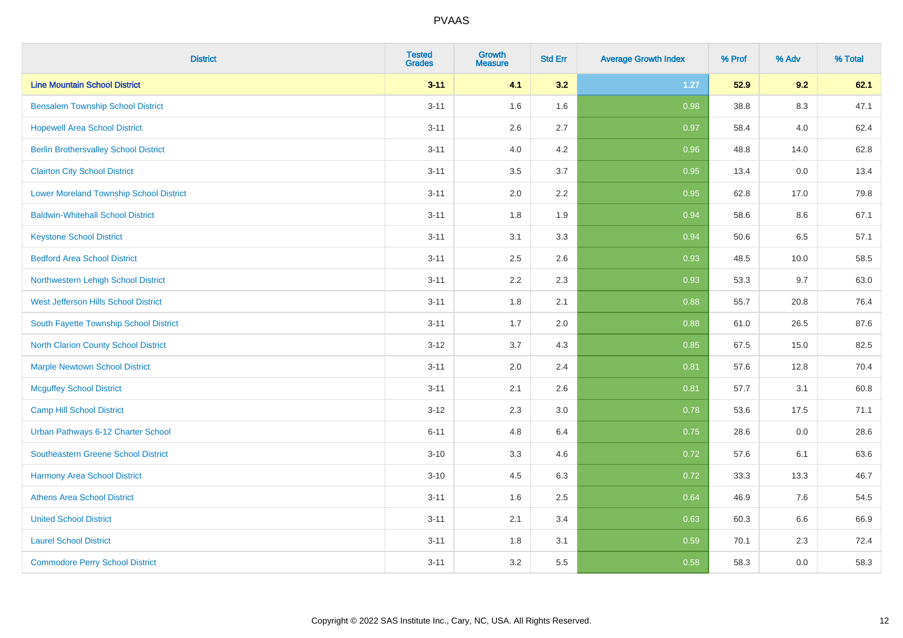| District | Tested Grades | Growth Measure | Std Err | Average Growth Index | % Prof | % Adv | % Total |
|---|---|---|---|---|---|---|---|
| **Line Mountain School District** | **3-11** | **4.1** | **3.2** | **1.27** | **52.9** | **9.2** | **62.1** |
| Bensalem Township School District | 3-11 | 1.6 | 1.6 | 0.98 | 38.8 | 8.3 | 47.1 |
| Hopewell Area School District | 3-11 | 2.6 | 2.7 | 0.97 | 58.4 | 4.0 | 62.4 |
| Berlin Brothersvalley School District | 3-11 | 4.0 | 4.2 | 0.96 | 48.8 | 14.0 | 62.8 |
| Clairton City School District | 3-11 | 3.5 | 3.7 | 0.95 | 13.4 | 0.0 | 13.4 |
| Lower Moreland Township School District | 3-11 | 2.0 | 2.2 | 0.95 | 62.8 | 17.0 | 79.8 |
| Baldwin-Whitehall School District | 3-11 | 1.8 | 1.9 | 0.94 | 58.6 | 8.6 | 67.1 |
| Keystone School District | 3-11 | 3.1 | 3.3 | 0.94 | 50.6 | 6.5 | 57.1 |
| Bedford Area School District | 3-11 | 2.5 | 2.6 | 0.93 | 48.5 | 10.0 | 58.5 |
| Northwestern Lehigh School District | 3-11 | 2.2 | 2.3 | 0.93 | 53.3 | 9.7 | 63.0 |
| West Jefferson Hills School District | 3-11 | 1.8 | 2.1 | 0.88 | 55.7 | 20.8 | 76.4 |
| South Fayette Township School District | 3-11 | 1.7 | 2.0 | 0.88 | 61.0 | 26.5 | 87.6 |
| North Clarion County School District | 3-12 | 3.7 | 4.3 | 0.85 | 67.5 | 15.0 | 82.5 |
| Marple Newtown School District | 3-11 | 2.0 | 2.4 | 0.81 | 57.6 | 12.8 | 70.4 |
| Mcguffey School District | 3-11 | 2.1 | 2.6 | 0.81 | 57.7 | 3.1 | 60.8 |
| Camp Hill School District | 3-12 | 2.3 | 3.0 | 0.78 | 53.6 | 17.5 | 71.1 |
| Urban Pathways 6-12 Charter School | 6-11 | 4.8 | 6.4 | 0.75 | 28.6 | 0.0 | 28.6 |
| Southeastern Greene School District | 3-10 | 3.3 | 4.6 | 0.72 | 57.6 | 6.1 | 63.6 |
| Harmony Area School District | 3-10 | 4.5 | 6.3 | 0.72 | 33.3 | 13.3 | 46.7 |
| Athens Area School District | 3-11 | 1.6 | 2.5 | 0.64 | 46.9 | 7.6 | 54.5 |
| United School District | 3-11 | 2.1 | 3.4 | 0.63 | 60.3 | 6.6 | 66.9 |
| Laurel School District | 3-11 | 1.8 | 3.1 | 0.59 | 70.1 | 2.3 | 72.4 |
| Commodore Perry School District | 3-11 | 3.2 | 5.5 | 0.58 | 58.3 | 0.0 | 58.3 |

Copyright © 2022 SAS Institute Inc., Cary, NC, USA. All Rights Reserved.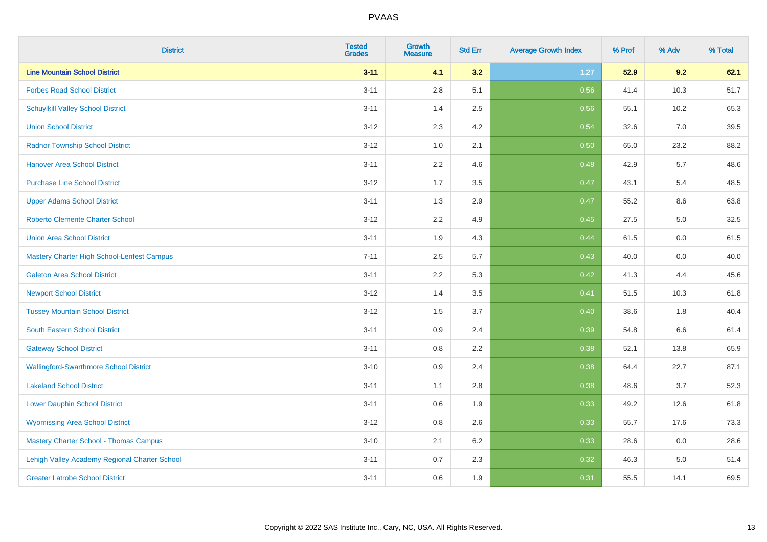# PVAAS

| District | Tested Grades | Growth Measure | Std Err | Average Growth Index | % Prof | % Adv | % Total |
|---|---|---|---|---|---|---|---|
| **Line Mountain School District** | **3-11** | **4.1** | **3.2** | **1.27** | **52.9** | **9.2** | **62.1** |
| Forbes Road School District | 3-11 | 2.8 | 5.1 | 0.56 | 41.4 | 10.3 | 51.7 |
| Schuylkill Valley School District | 3-11 | 1.4 | 2.5 | 0.56 | 55.1 | 10.2 | 65.3 |
| Union School District | 3-12 | 2.3 | 4.2 | 0.54 | 32.6 | 7.0 | 39.5 |
| Radnor Township School District | 3-12 | 1.0 | 2.1 | 0.50 | 65.0 | 23.2 | 88.2 |
| Hanover Area School District | 3-11 | 2.2 | 4.6 | 0.48 | 42.9 | 5.7 | 48.6 |
| Purchase Line School District | 3-12 | 1.7 | 3.5 | 0.47 | 43.1 | 5.4 | 48.5 |
| Upper Adams School District | 3-11 | 1.3 | 2.9 | 0.47 | 55.2 | 8.6 | 63.8 |
| Roberto Clemente Charter School | 3-12 | 2.2 | 4.9 | 0.45 | 27.5 | 5.0 | 32.5 |
| Union Area School District | 3-11 | 1.9 | 4.3 | 0.44 | 61.5 | 0.0 | 61.5 |
| Mastery Charter High School-Lenfest Campus | 7-11 | 2.5 | 5.7 | 0.43 | 40.0 | 0.0 | 40.0 |
| Galeton Area School District | 3-11 | 2.2 | 5.3 | 0.42 | 41.3 | 4.4 | 45.6 |
| Newport School District | 3-12 | 1.4 | 3.5 | 0.41 | 51.5 | 10.3 | 61.8 |
| Tussey Mountain School District | 3-12 | 1.5 | 3.7 | 0.40 | 38.6 | 1.8 | 40.4 |
| South Eastern School District | 3-11 | 0.9 | 2.4 | 0.39 | 54.8 | 6.6 | 61.4 |
| Gateway School District | 3-11 | 0.8 | 2.2 | 0.38 | 52.1 | 13.8 | 65.9 |
| Wallingford-Swarthmore School District | 3-10 | 0.9 | 2.4 | 0.38 | 64.4 | 22.7 | 87.1 |
| Lakeland School District | 3-11 | 1.1 | 2.8 | 0.38 | 48.6 | 3.7 | 52.3 |
| Lower Dauphin School District | 3-11 | 0.6 | 1.9 | 0.33 | 49.2 | 12.6 | 61.8 |
| Wyomissing Area School District | 3-12 | 0.8 | 2.6 | 0.33 | 55.7 | 17.6 | 73.3 |
| Mastery Charter School - Thomas Campus | 3-10 | 2.1 | 6.2 | 0.33 | 28.6 | 0.0 | 28.6 |
| Lehigh Valley Academy Regional Charter School | 3-11 | 0.7 | 2.3 | 0.32 | 46.3 | 5.0 | 51.4 |
| Greater Latrobe School District | 3-11 | 0.6 | 1.9 | 0.31 | 55.5 | 14.1 | 69.5 |

Copyright © 2022 SAS Institute Inc., Cary, NC, USA. All Rights Reserved.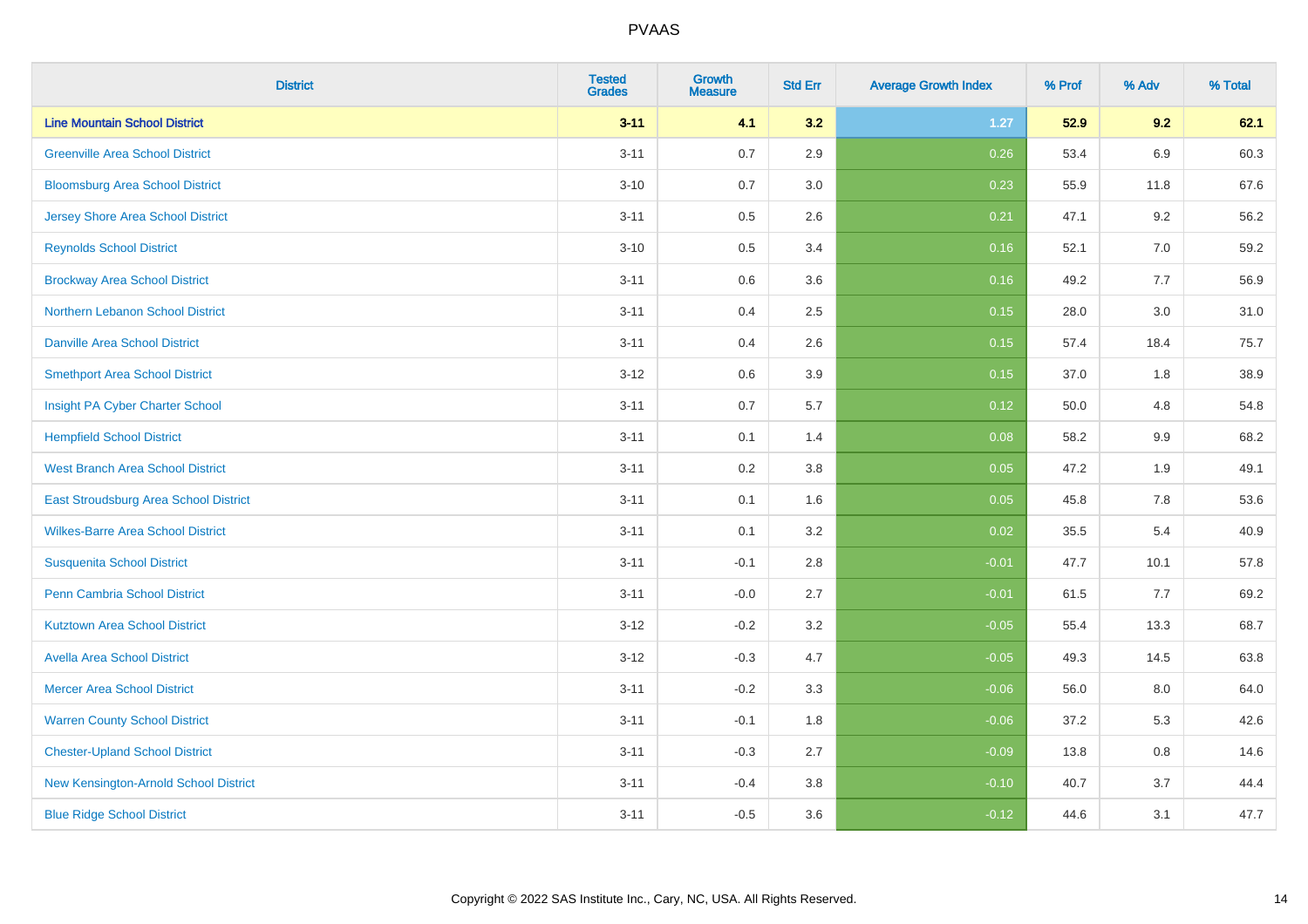| District | Tested Grades | Growth Measure | Std Err | Average Growth Index | % Prof | % Adv | % Total |
|---|---|---|---|---|---|---|---|
| **Line Mountain School District** | **3-11** | **4.1** | **3.2** | **1.27** | **52.9** | **9.2** | **62.1** |
| Greenville Area School District | 3-11 | 0.7 | 2.9 | 0.26 | 53.4 | 6.9 | 60.3 |
| Bloomsburg Area School District | 3-10 | 0.7 | 3.0 | 0.23 | 55.9 | 11.8 | 67.6 |
| Jersey Shore Area School District | 3-11 | 0.5 | 2.6 | 0.21 | 47.1 | 9.2 | 56.2 |
| Reynolds School District | 3-10 | 0.5 | 3.4 | 0.16 | 52.1 | 7.0 | 59.2 |
| Brockway Area School District | 3-11 | 0.6 | 3.6 | 0.16 | 49.2 | 7.7 | 56.9 |
| Northern Lebanon School District | 3-11 | 0.4 | 2.5 | 0.15 | 28.0 | 3.0 | 31.0 |
| Danville Area School District | 3-11 | 0.4 | 2.6 | 0.15 | 57.4 | 18.4 | 75.7 |
| Smethport Area School District | 3-12 | 0.6 | 3.9 | 0.15 | 37.0 | 1.8 | 38.9 |
| Insight PA Cyber Charter School | 3-11 | 0.7 | 5.7 | 0.12 | 50.0 | 4.8 | 54.8 |
| Hempfield School District | 3-11 | 0.1 | 1.4 | 0.08 | 58.2 | 9.9 | 68.2 |
| West Branch Area School District | 3-11 | 0.2 | 3.8 | 0.05 | 47.2 | 1.9 | 49.1 |
| East Stroudsburg Area School District | 3-11 | 0.1 | 1.6 | 0.05 | 45.8 | 7.8 | 53.6 |
| Wilkes-Barre Area School District | 3-11 | 0.1 | 3.2 | 0.02 | 35.5 | 5.4 | 40.9 |
| Susquenita School District | 3-11 | -0.1 | 2.8 | -0.01 | 47.7 | 10.1 | 57.8 |
| Penn Cambria School District | 3-11 | -0.0 | 2.7 | -0.01 | 61.5 | 7.7 | 69.2 |
| Kutztown Area School District | 3-12 | -0.2 | 3.2 | -0.05 | 55.4 | 13.3 | 68.7 |
| Avella Area School District | 3-12 | -0.3 | 4.7 | -0.05 | 49.3 | 14.5 | 63.8 |
| Mercer Area School District | 3-11 | -0.2 | 3.3 | -0.06 | 56.0 | 8.0 | 64.0 |
| Warren County School District | 3-11 | -0.1 | 1.8 | -0.06 | 37.2 | 5.3 | 42.6 |
| Chester-Upland School District | 3-11 | -0.3 | 2.7 | -0.09 | 13.8 | 0.8 | 14.6 |
| New Kensington-Arnold School District | 3-11 | -0.4 | 3.8 | -0.10 | 40.7 | 3.7 | 44.4 |
| Blue Ridge School District | 3-11 | -0.5 | 3.6 | -0.12 | 44.6 | 3.1 | 47.7 |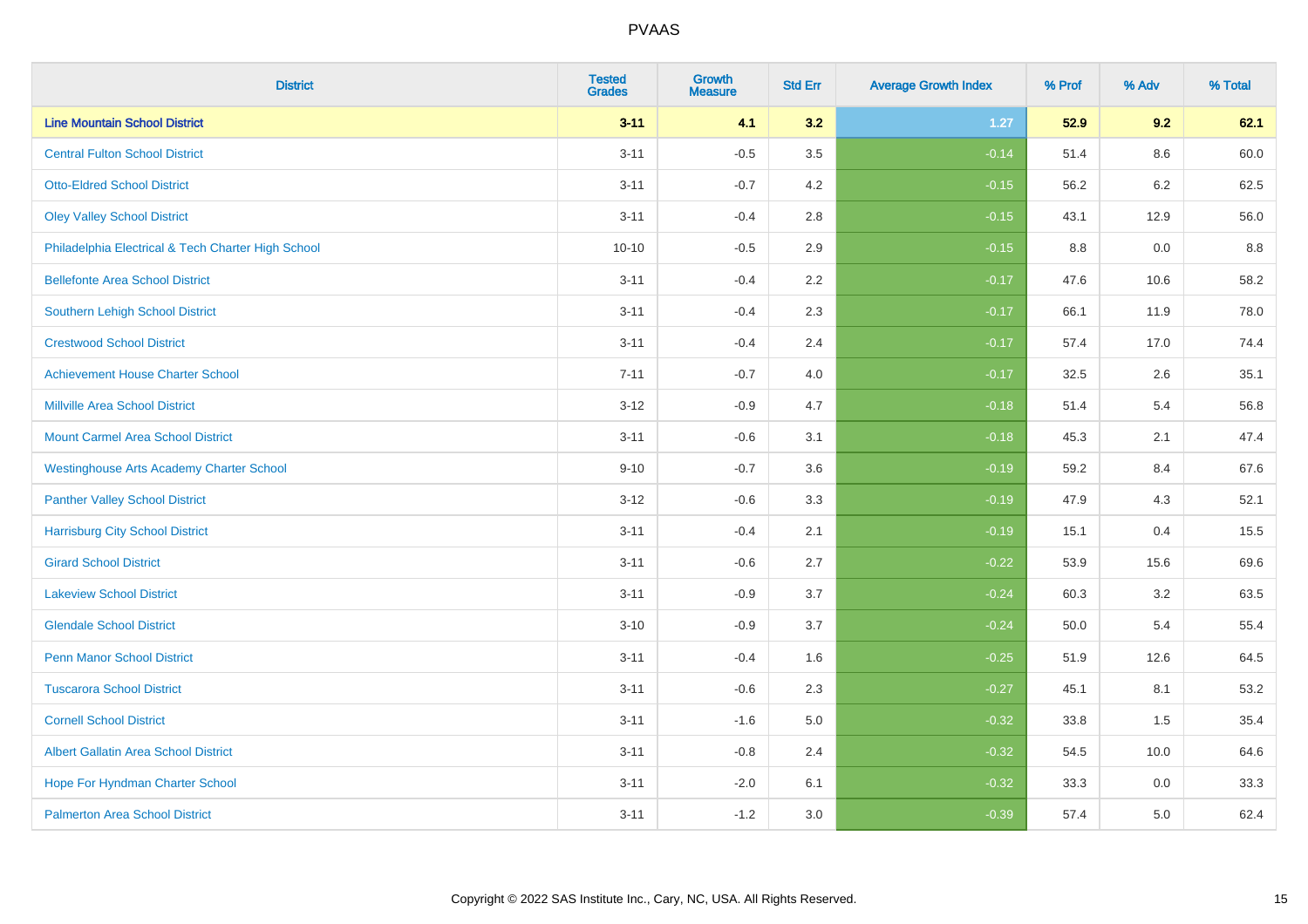| District | Tested Grades | Growth Measure | Std Err | Average Growth Index | % Prof | % Adv | % Total |
|---|---|---|---|---|---|---|---|
| **Line Mountain School District** | **3-11** | **4.1** | **3.2** | **1.27** | **52.9** | **9.2** | **62.1** |
| Central Fulton School District | 3-11 | -0.5 | 3.5 | -0.14 | 51.4 | 8.6 | 60.0 |
| Otto-Eldred School District | 3-11 | -0.7 | 4.2 | -0.15 | 56.2 | 6.2 | 62.5 |
| Oley Valley School District | 3-11 | -0.4 | 2.8 | -0.15 | 43.1 | 12.9 | 56.0 |
| Philadelphia Electrical & Tech Charter High School | 10-10 | -0.5 | 2.9 | -0.15 | 8.8 | 0.0 | 8.8 |
| Bellefonte Area School District | 3-11 | -0.4 | 2.2 | -0.17 | 47.6 | 10.6 | 58.2 |
| Southern Lehigh School District | 3-11 | -0.4 | 2.3 | -0.17 | 66.1 | 11.9 | 78.0 |
| Crestwood School District | 3-11 | -0.4 | 2.4 | -0.17 | 57.4 | 17.0 | 74.4 |
| Achievement House Charter School | 7-11 | -0.7 | 4.0 | -0.17 | 32.5 | 2.6 | 35.1 |
| Millville Area School District | 3-12 | -0.9 | 4.7 | -0.18 | 51.4 | 5.4 | 56.8 |
| Mount Carmel Area School District | 3-11 | -0.6 | 3.1 | -0.18 | 45.3 | 2.1 | 47.4 |
| Westinghouse Arts Academy Charter School | 9-10 | -0.7 | 3.6 | -0.19 | 59.2 | 8.4 | 67.6 |
| Panther Valley School District | 3-12 | -0.6 | 3.3 | -0.19 | 47.9 | 4.3 | 52.1 |
| Harrisburg City School District | 3-11 | -0.4 | 2.1 | -0.19 | 15.1 | 0.4 | 15.5 |
| Girard School District | 3-11 | -0.6 | 2.7 | -0.22 | 53.9 | 15.6 | 69.6 |
| Lakeview School District | 3-11 | -0.9 | 3.7 | -0.24 | 60.3 | 3.2 | 63.5 |
| Glendale School District | 3-10 | -0.9 | 3.7 | -0.24 | 50.0 | 5.4 | 55.4 |
| Penn Manor School District | 3-11 | -0.4 | 1.6 | -0.25 | 51.9 | 12.6 | 64.5 |
| Tuscarora School District | 3-11 | -0.6 | 2.3 | -0.27 | 45.1 | 8.1 | 53.2 |
| Cornell School District | 3-11 | -1.6 | 5.0 | -0.32 | 33.8 | 1.5 | 35.4 |
| Albert Gallatin Area School District | 3-11 | -0.8 | 2.4 | -0.32 | 54.5 | 10.0 | 64.6 |
| Hope For Hyndman Charter School | 3-11 | -2.0 | 6.1 | -0.32 | 33.3 | 0.0 | 33.3 |
| Palmerton Area School District | 3-11 | -1.2 | 3.0 | -0.39 | 57.4 | 5.0 | 62.4 |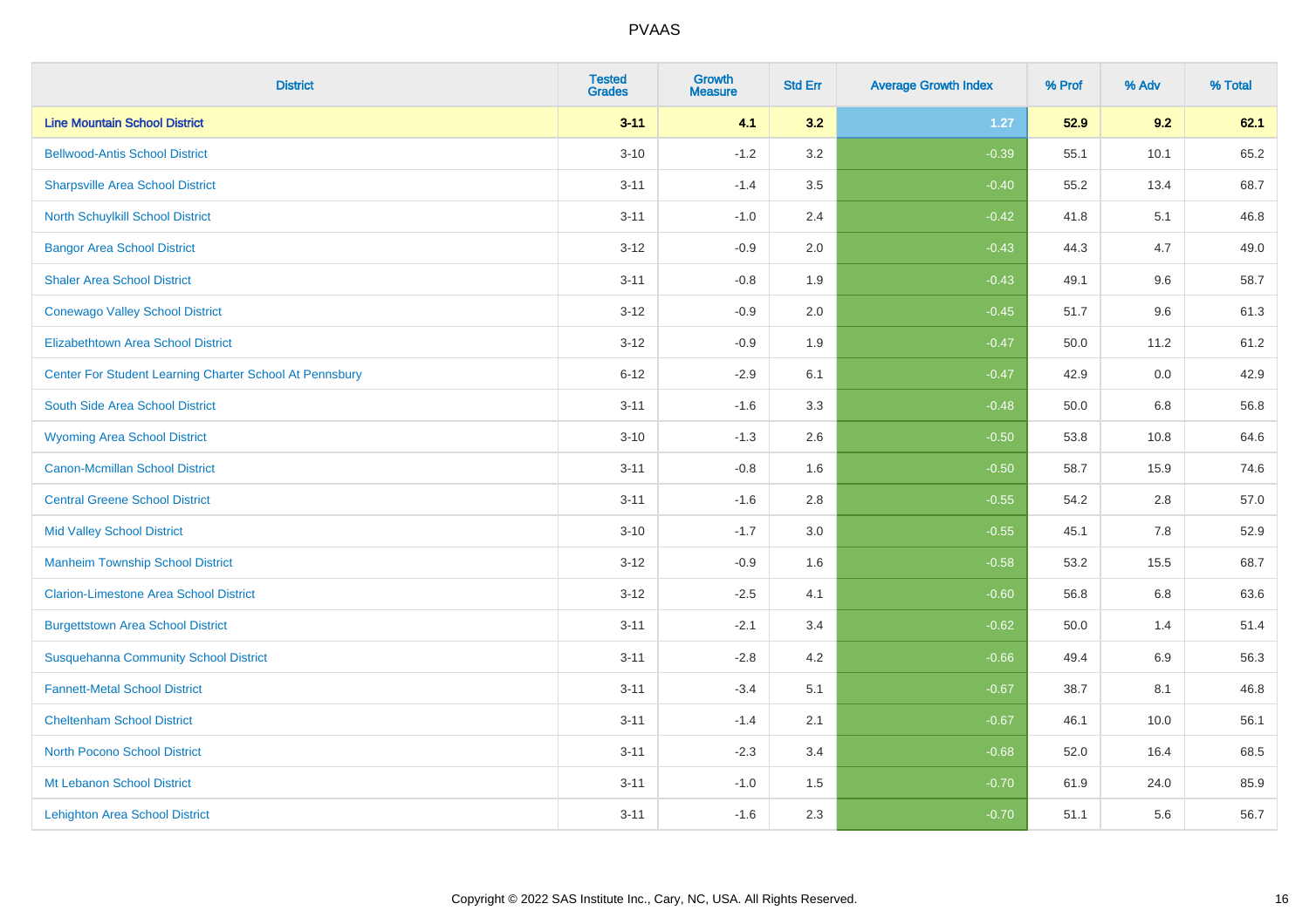PVAAS

| District | Tested Grades | Growth Measure | Std Err | Average Growth Index | % Prof | % Adv | % Total |
|---|---|---|---|---|---|---|---|
| **Line Mountain School District** | **3-11** | **4.1** | **3.2** | **1.27** | **52.9** | **9.2** | **62.1** |
| Bellwood-Antis School District | 3-10 | -1.2 | 3.2 | -0.39 | 55.1 | 10.1 | 65.2 |
| Sharpsville Area School District | 3-11 | -1.4 | 3.5 | -0.40 | 55.2 | 13.4 | 68.7 |
| North Schuylkill School District | 3-11 | -1.0 | 2.4 | -0.42 | 41.8 | 5.1 | 46.8 |
| Bangor Area School District | 3-12 | -0.9 | 2.0 | -0.43 | 44.3 | 4.7 | 49.0 |
| Shaler Area School District | 3-11 | -0.8 | 1.9 | -0.43 | 49.1 | 9.6 | 58.7 |
| Conewago Valley School District | 3-12 | -0.9 | 2.0 | -0.45 | 51.7 | 9.6 | 61.3 |
| Elizabethtown Area School District | 3-12 | -0.9 | 1.9 | -0.47 | 50.0 | 11.2 | 61.2 |
| Center For Student Learning Charter School At Pennsbury | 6-12 | -2.9 | 6.1 | -0.47 | 42.9 | 0.0 | 42.9 |
| South Side Area School District | 3-11 | -1.6 | 3.3 | -0.48 | 50.0 | 6.8 | 56.8 |
| Wyoming Area School District | 3-10 | -1.3 | 2.6 | -0.50 | 53.8 | 10.8 | 64.6 |
| Canon-Mcmillan School District | 3-11 | -0.8 | 1.6 | -0.50 | 58.7 | 15.9 | 74.6 |
| Central Greene School District | 3-11 | -1.6 | 2.8 | -0.55 | 54.2 | 2.8 | 57.0 |
| Mid Valley School District | 3-10 | -1.7 | 3.0 | -0.55 | 45.1 | 7.8 | 52.9 |
| Manheim Township School District | 3-12 | -0.9 | 1.6 | -0.58 | 53.2 | 15.5 | 68.7 |
| Clarion-Limestone Area School District | 3-12 | -2.5 | 4.1 | -0.60 | 56.8 | 6.8 | 63.6 |
| Burgettstown Area School District | 3-11 | -2.1 | 3.4 | -0.62 | 50.0 | 1.4 | 51.4 |
| Susquehanna Community School District | 3-11 | -2.8 | 4.2 | -0.66 | 49.4 | 6.9 | 56.3 |
| Fannett-Metal School District | 3-11 | -3.4 | 5.1 | -0.67 | 38.7 | 8.1 | 46.8 |
| Cheltenham School District | 3-11 | -1.4 | 2.1 | -0.67 | 46.1 | 10.0 | 56.1 |
| North Pocono School District | 3-11 | -2.3 | 3.4 | -0.68 | 52.0 | 16.4 | 68.5 |
| Mt Lebanon School District | 3-11 | -1.0 | 1.5 | -0.70 | 61.9 | 24.0 | 85.9 |
| Lehighton Area School District | 3-11 | -1.6 | 2.3 | -0.70 | 51.1 | 5.6 | 56.7 |

Copyright © 2022 SAS Institute Inc., Cary, NC, USA. All Rights Reserved.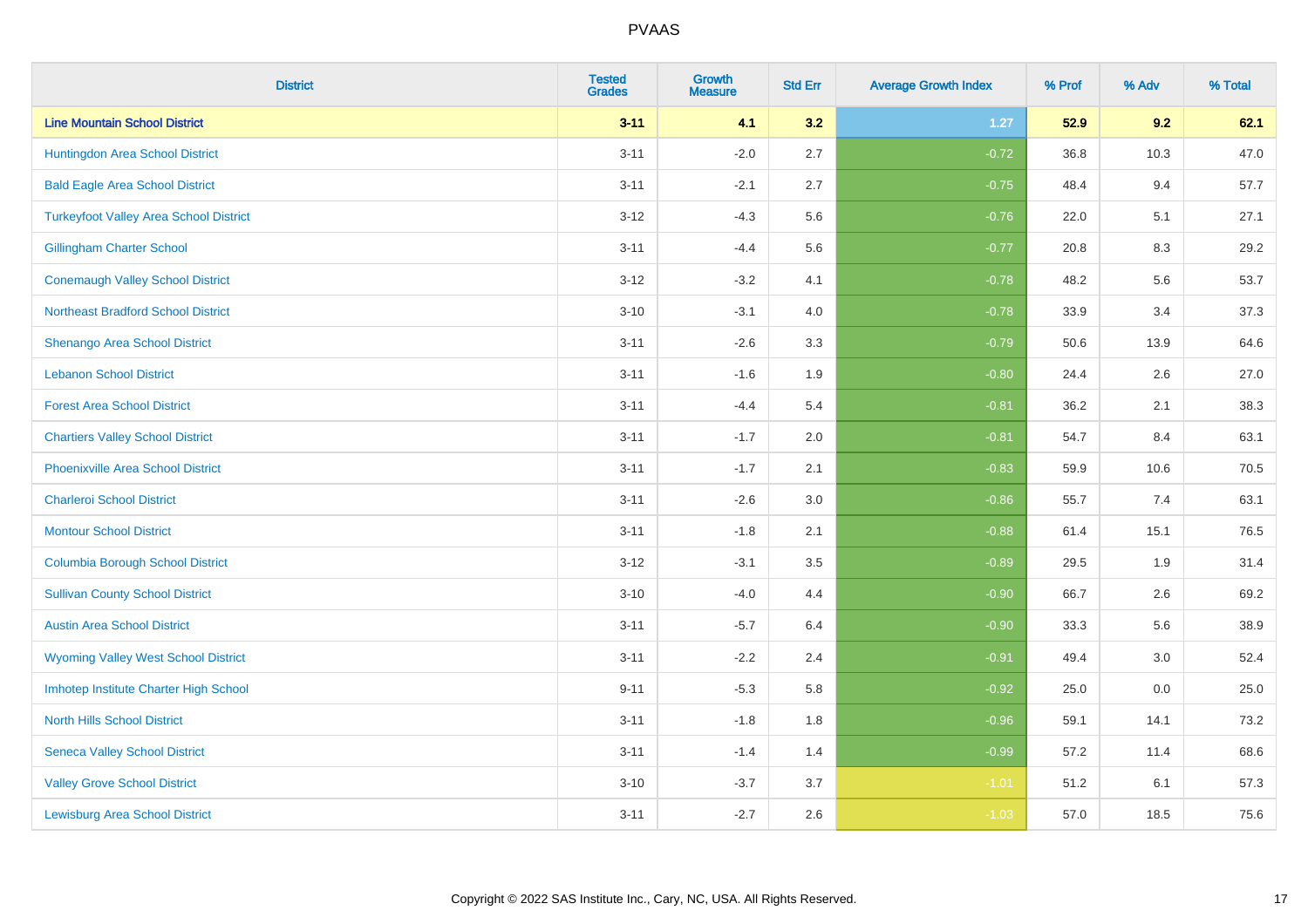| District | Tested Grades | Growth Measure | Std Err | Average Growth Index | % Prof | % Adv | % Total |
|---|---|---|---|---|---|---|---|
| **Line Mountain School District** | **3-11** | **4.1** | **3.2** | **1.27** | **52.9** | **9.2** | **62.1** |
| Huntingdon Area School District | 3-11 | -2.0 | 2.7 | -0.72 | 36.8 | 10.3 | 47.0 |
| Bald Eagle Area School District | 3-11 | -2.1 | 2.7 | -0.75 | 48.4 | 9.4 | 57.7 |
| Turkeyfoot Valley Area School District | 3-12 | -4.3 | 5.6 | -0.76 | 22.0 | 5.1 | 27.1 |
| Gillingham Charter School | 3-11 | -4.4 | 5.6 | -0.77 | 20.8 | 8.3 | 29.2 |
| Conemaugh Valley School District | 3-12 | -3.2 | 4.1 | -0.78 | 48.2 | 5.6 | 53.7 |
| Northeast Bradford School District | 3-10 | -3.1 | 4.0 | -0.78 | 33.9 | 3.4 | 37.3 |
| Shenango Area School District | 3-11 | -2.6 | 3.3 | -0.79 | 50.6 | 13.9 | 64.6 |
| Lebanon School District | 3-11 | -1.6 | 1.9 | -0.80 | 24.4 | 2.6 | 27.0 |
| Forest Area School District | 3-11 | -4.4 | 5.4 | -0.81 | 36.2 | 2.1 | 38.3 |
| Chartiers Valley School District | 3-11 | -1.7 | 2.0 | -0.81 | 54.7 | 8.4 | 63.1 |
| Phoenixville Area School District | 3-11 | -1.7 | 2.1 | -0.83 | 59.9 | 10.6 | 70.5 |
| Charleroi School District | 3-11 | -2.6 | 3.0 | -0.86 | 55.7 | 7.4 | 63.1 |
| Montour School District | 3-11 | -1.8 | 2.1 | -0.88 | 61.4 | 15.1 | 76.5 |
| Columbia Borough School District | 3-12 | -3.1 | 3.5 | -0.89 | 29.5 | 1.9 | 31.4 |
| Sullivan County School District | 3-10 | -4.0 | 4.4 | -0.90 | 66.7 | 2.6 | 69.2 |
| Austin Area School District | 3-11 | -5.7 | 6.4 | -0.90 | 33.3 | 5.6 | 38.9 |
| Wyoming Valley West School District | 3-11 | -2.2 | 2.4 | -0.91 | 49.4 | 3.0 | 52.4 |
| Imhotep Institute Charter High School | 9-11 | -5.3 | 5.8 | -0.92 | 25.0 | 0.0 | 25.0 |
| North Hills School District | 3-11 | -1.8 | 1.8 | -0.96 | 59.1 | 14.1 | 73.2 |
| Seneca Valley School District | 3-11 | -1.4 | 1.4 | -0.99 | 57.2 | 11.4 | 68.6 |
| Valley Grove School District | 3-10 | -3.7 | 3.7 | -1.01 | 51.2 | 6.1 | 57.3 |
| Lewisburg Area School District | 3-11 | -2.7 | 2.6 | -1.03 | 57.0 | 18.5 | 75.6 |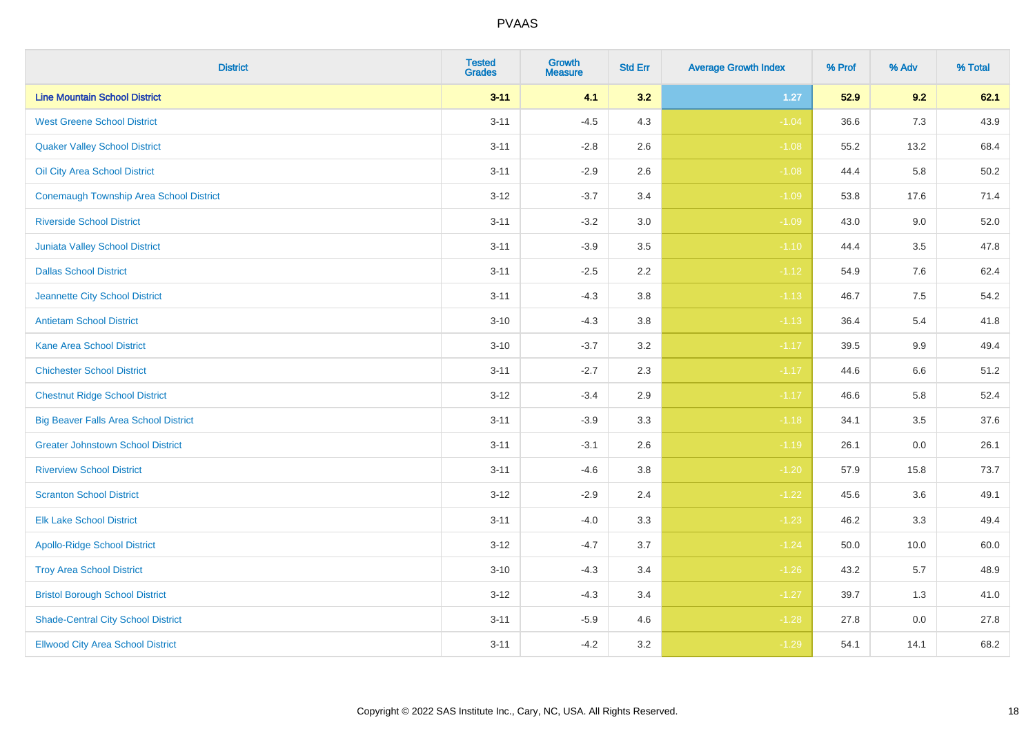| District | Tested Grades | Growth Measure | Std Err | Average Growth Index | % Prof | % Adv | % Total |
|---|---|---|---|---|---|---|---|
| **Line Mountain School District** | **3-11** | **4.1** | **3.2** | **1.27** | **52.9** | **9.2** | **62.1** |
| West Greene School District | 3-11 | -4.5 | 4.3 | -1.04 | 36.6 | 7.3 | 43.9 |
| Quaker Valley School District | 3-11 | -2.8 | 2.6 | -1.08 | 55.2 | 13.2 | 68.4 |
| Oil City Area School District | 3-11 | -2.9 | 2.6 | -1.08 | 44.4 | 5.8 | 50.2 |
| Conemaugh Township Area School District | 3-12 | -3.7 | 3.4 | -1.09 | 53.8 | 17.6 | 71.4 |
| Riverside School District | 3-11 | -3.2 | 3.0 | -1.09 | 43.0 | 9.0 | 52.0 |
| Juniata Valley School District | 3-11 | -3.9 | 3.5 | -1.10 | 44.4 | 3.5 | 47.8 |
| Dallas School District | 3-11 | -2.5 | 2.2 | -1.12 | 54.9 | 7.6 | 62.4 |
| Jeannette City School District | 3-11 | -4.3 | 3.8 | -1.13 | 46.7 | 7.5 | 54.2 |
| Antietam School District | 3-10 | -4.3 | 3.8 | -1.13 | 36.4 | 5.4 | 41.8 |
| Kane Area School District | 3-10 | -3.7 | 3.2 | -1.17 | 39.5 | 9.9 | 49.4 |
| Chichester School District | 3-11 | -2.7 | 2.3 | -1.17 | 44.6 | 6.6 | 51.2 |
| Chestnut Ridge School District | 3-12 | -3.4 | 2.9 | -1.17 | 46.6 | 5.8 | 52.4 |
| Big Beaver Falls Area School District | 3-11 | -3.9 | 3.3 | -1.18 | 34.1 | 3.5 | 37.6 |
| Greater Johnstown School District | 3-11 | -3.1 | 2.6 | -1.19 | 26.1 | 0.0 | 26.1 |
| Riverview School District | 3-11 | -4.6 | 3.8 | -1.20 | 57.9 | 15.8 | 73.7 |
| Scranton School District | 3-12 | -2.9 | 2.4 | -1.22 | 45.6 | 3.6 | 49.1 |
| Elk Lake School District | 3-11 | -4.0 | 3.3 | -1.23 | 46.2 | 3.3 | 49.4 |
| Apollo-Ridge School District | 3-12 | -4.7 | 3.7 | -1.24 | 50.0 | 10.0 | 60.0 |
| Troy Area School District | 3-10 | -4.3 | 3.4 | -1.26 | 43.2 | 5.7 | 48.9 |
| Bristol Borough School District | 3-12 | -4.3 | 3.4 | -1.27 | 39.7 | 1.3 | 41.0 |
| Shade-Central City School District | 3-11 | -5.9 | 4.6 | -1.28 | 27.8 | 0.0 | 27.8 |
| Ellwood City Area School District | 3-11 | -4.2 | 3.2 | -1.29 | 54.1 | 14.1 | 68.2 |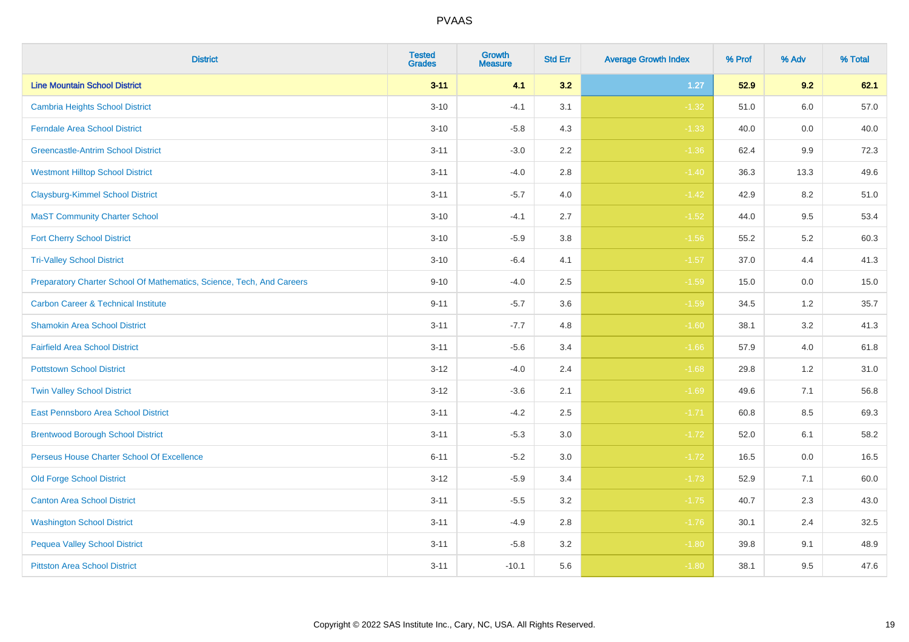| District | Tested Grades | Growth Measure | Std Err | Average Growth Index | % Prof | % Adv | % Total |
|---|---|---|---|---|---|---|---|
| **Line Mountain School District** | **3-11** | **4.1** | **3.2** | **1.27** | **52.9** | **9.2** | **62.1** |
| Cambria Heights School District | 3-10 | -4.1 | 3.1 | -1.32 | 51.0 | 6.0 | 57.0 |
| Ferndale Area School District | 3-10 | -5.8 | 4.3 | -1.33 | 40.0 | 0.0 | 40.0 |
| Greencastle-Antrim School District | 3-11 | -3.0 | 2.2 | -1.36 | 62.4 | 9.9 | 72.3 |
| Westmont Hilltop School District | 3-11 | -4.0 | 2.8 | -1.40 | 36.3 | 13.3 | 49.6 |
| Claysburg-Kimmel School District | 3-11 | -5.7 | 4.0 | -1.42 | 42.9 | 8.2 | 51.0 |
| MaST Community Charter School | 3-10 | -4.1 | 2.7 | -1.52 | 44.0 | 9.5 | 53.4 |
| Fort Cherry School District | 3-10 | -5.9 | 3.8 | -1.56 | 55.2 | 5.2 | 60.3 |
| Tri-Valley School District | 3-10 | -6.4 | 4.1 | -1.57 | 37.0 | 4.4 | 41.3 |
| Preparatory Charter School Of Mathematics, Science, Tech, And Careers | 9-10 | -4.0 | 2.5 | -1.59 | 15.0 | 0.0 | 15.0 |
| Carbon Career & Technical Institute | 9-11 | -5.7 | 3.6 | -1.59 | 34.5 | 1.2 | 35.7 |
| Shamokin Area School District | 3-11 | -7.7 | 4.8 | -1.60 | 38.1 | 3.2 | 41.3 |
| Fairfield Area School District | 3-11 | -5.6 | 3.4 | -1.66 | 57.9 | 4.0 | 61.8 |
| Pottstown School District | 3-12 | -4.0 | 2.4 | -1.68 | 29.8 | 1.2 | 31.0 |
| Twin Valley School District | 3-12 | -3.6 | 2.1 | -1.69 | 49.6 | 7.1 | 56.8 |
| East Pennsboro Area School District | 3-11 | -4.2 | 2.5 | -1.71 | 60.8 | 8.5 | 69.3 |
| Brentwood Borough School District | 3-11 | -5.3 | 3.0 | -1.72 | 52.0 | 6.1 | 58.2 |
| Perseus House Charter School Of Excellence | 6-11 | -5.2 | 3.0 | -1.72 | 16.5 | 0.0 | 16.5 |
| Old Forge School District | 3-12 | -5.9 | 3.4 | -1.73 | 52.9 | 7.1 | 60.0 |
| Canton Area School District | 3-11 | -5.5 | 3.2 | -1.75 | 40.7 | 2.3 | 43.0 |
| Washington School District | 3-11 | -4.9 | 2.8 | -1.76 | 30.1 | 2.4 | 32.5 |
| Pequea Valley School District | 3-11 | -5.8 | 3.2 | -1.80 | 39.8 | 9.1 | 48.9 |
| Pittston Area School District | 3-11 | -10.1 | 5.6 | -1.80 | 38.1 | 9.5 | 47.6 |

Copyright © 2022 SAS Institute Inc., Cary, NC, USA. All Rights Reserved.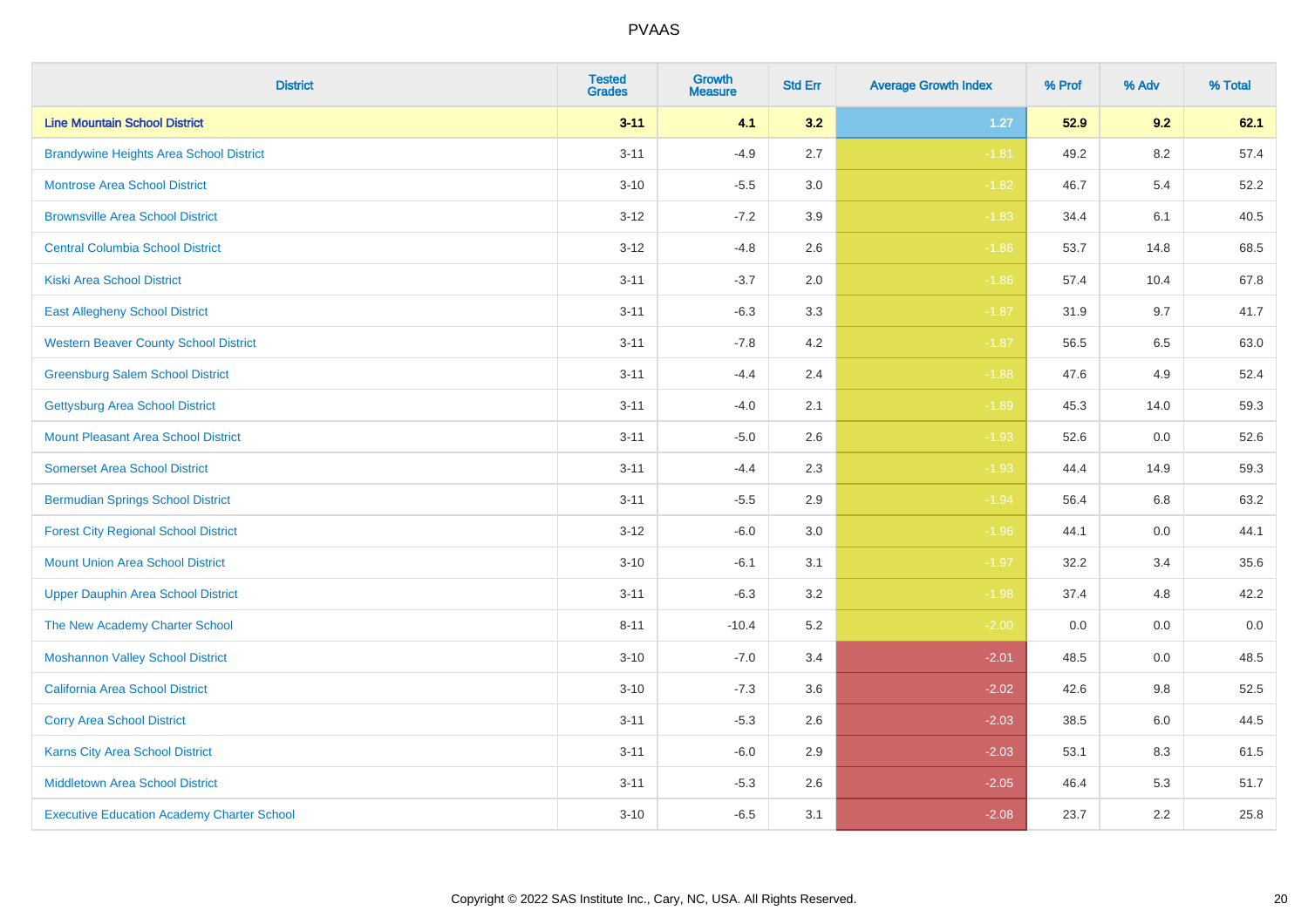| District | Tested Grades | Growth Measure | Std Err | Average Growth Index | % Prof | % Adv | % Total |
|---|---|---|---|---|---|---|---|
| **Line Mountain School District** | **3-11** | **4.1** | **3.2** | **1.27** | **52.9** | **9.2** | **62.1** |
| Brandywine Heights Area School District | 3-11 | -4.9 | 2.7 | -1.81 | 49.2 | 8.2 | 57.4 |
| Montrose Area School District | 3-10 | -5.5 | 3.0 | -1.82 | 46.7 | 5.4 | 52.2 |
| Brownsville Area School District | 3-12 | -7.2 | 3.9 | -1.83 | 34.4 | 6.1 | 40.5 |
| Central Columbia School District | 3-12 | -4.8 | 2.6 | -1.86 | 53.7 | 14.8 | 68.5 |
| Kiski Area School District | 3-11 | -3.7 | 2.0 | -1.86 | 57.4 | 10.4 | 67.8 |
| East Allegheny School District | 3-11 | -6.3 | 3.3 | -1.87 | 31.9 | 9.7 | 41.7 |
| Western Beaver County School District | 3-11 | -7.8 | 4.2 | -1.87 | 56.5 | 6.5 | 63.0 |
| Greensburg Salem School District | 3-11 | -4.4 | 2.4 | -1.88 | 47.6 | 4.9 | 52.4 |
| Gettysburg Area School District | 3-11 | -4.0 | 2.1 | -1.89 | 45.3 | 14.0 | 59.3 |
| Mount Pleasant Area School District | 3-11 | -5.0 | 2.6 | -1.93 | 52.6 | 0.0 | 52.6 |
| Somerset Area School District | 3-11 | -4.4 | 2.3 | -1.93 | 44.4 | 14.9 | 59.3 |
| Bermudian Springs School District | 3-11 | -5.5 | 2.9 | -1.94 | 56.4 | 6.8 | 63.2 |
| Forest City Regional School District | 3-12 | -6.0 | 3.0 | -1.96 | 44.1 | 0.0 | 44.1 |
| Mount Union Area School District | 3-10 | -6.1 | 3.1 | -1.97 | 32.2 | 3.4 | 35.6 |
| Upper Dauphin Area School District | 3-11 | -6.3 | 3.2 | -1.98 | 37.4 | 4.8 | 42.2 |
| The New Academy Charter School | 8-11 | -10.4 | 5.2 | -2.00 | 0.0 | 0.0 | 0.0 |
| Moshannon Valley School District | 3-10 | -7.0 | 3.4 | -2.01 | 48.5 | 0.0 | 48.5 |
| California Area School District | 3-10 | -7.3 | 3.6 | -2.02 | 42.6 | 9.8 | 52.5 |
| Corry Area School District | 3-11 | -5.3 | 2.6 | -2.03 | 38.5 | 6.0 | 44.5 |
| Karns City Area School District | 3-11 | -6.0 | 2.9 | -2.03 | 53.1 | 8.3 | 61.5 |
| Middletown Area School District | 3-11 | -5.3 | 2.6 | -2.05 | 46.4 | 5.3 | 51.7 |
| Executive Education Academy Charter School | 3-10 | -6.5 | 3.1 | -2.08 | 23.7 | 2.2 | 25.8 |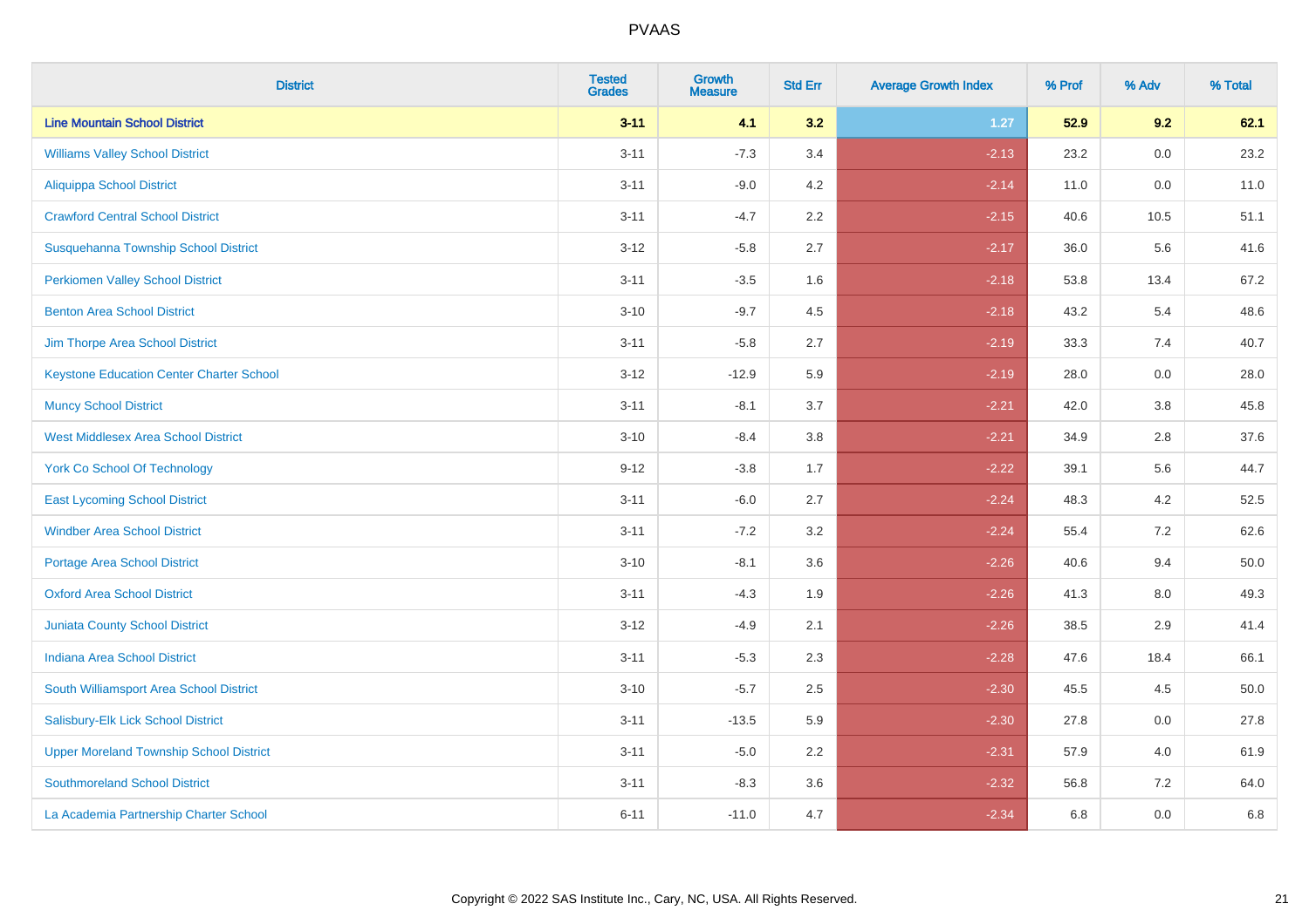# PVAAS

| District | Tested Grades | Growth Measure | Std Err | Average Growth Index | % Prof | % Adv | % Total |
|---|---|---|---|---|---|---|---|
| **Line Mountain School District** | **3-11** | **4.1** | **3.2** | **1.27** | **52.9** | **9.2** | **62.1** |
| Williams Valley School District | 3-11 | -7.3 | 3.4 | -2.13 | 23.2 | 0.0 | 23.2 |
| Aliquippa School District | 3-11 | -9.0 | 4.2 | -2.14 | 11.0 | 0.0 | 11.0 |
| Crawford Central School District | 3-11 | -4.7 | 2.2 | -2.15 | 40.6 | 10.5 | 51.1 |
| Susquehanna Township School District | 3-12 | -5.8 | 2.7 | -2.17 | 36.0 | 5.6 | 41.6 |
| Perkiomen Valley School District | 3-11 | -3.5 | 1.6 | -2.18 | 53.8 | 13.4 | 67.2 |
| Benton Area School District | 3-10 | -9.7 | 4.5 | -2.18 | 43.2 | 5.4 | 48.6 |
| Jim Thorpe Area School District | 3-11 | -5.8 | 2.7 | -2.19 | 33.3 | 7.4 | 40.7 |
| Keystone Education Center Charter School | 3-12 | -12.9 | 5.9 | -2.19 | 28.0 | 0.0 | 28.0 |
| Muncy School District | 3-11 | -8.1 | 3.7 | -2.21 | 42.0 | 3.8 | 45.8 |
| West Middlesex Area School District | 3-10 | -8.4 | 3.8 | -2.21 | 34.9 | 2.8 | 37.6 |
| York Co School Of Technology | 9-12 | -3.8 | 1.7 | -2.22 | 39.1 | 5.6 | 44.7 |
| East Lycoming School District | 3-11 | -6.0 | 2.7 | -2.24 | 48.3 | 4.2 | 52.5 |
| Windber Area School District | 3-11 | -7.2 | 3.2 | -2.24 | 55.4 | 7.2 | 62.6 |
| Portage Area School District | 3-10 | -8.1 | 3.6 | -2.26 | 40.6 | 9.4 | 50.0 |
| Oxford Area School District | 3-11 | -4.3 | 1.9 | -2.26 | 41.3 | 8.0 | 49.3 |
| Juniata County School District | 3-12 | -4.9 | 2.1 | -2.26 | 38.5 | 2.9 | 41.4 |
| Indiana Area School District | 3-11 | -5.3 | 2.3 | -2.28 | 47.6 | 18.4 | 66.1 |
| South Williamsport Area School District | 3-10 | -5.7 | 2.5 | -2.30 | 45.5 | 4.5 | 50.0 |
| Salisbury-Elk Lick School District | 3-11 | -13.5 | 5.9 | -2.30 | 27.8 | 0.0 | 27.8 |
| Upper Moreland Township School District | 3-11 | -5.0 | 2.2 | -2.31 | 57.9 | 4.0 | 61.9 |
| Southmoreland School District | 3-11 | -8.3 | 3.6 | -2.32 | 56.8 | 7.2 | 64.0 |
| La Academia Partnership Charter School | 6-11 | -11.0 | 4.7 | -2.34 | 6.8 | 0.0 | 6.8 |

Copyright © 2022 SAS Institute Inc., Cary, NC, USA. All Rights Reserved.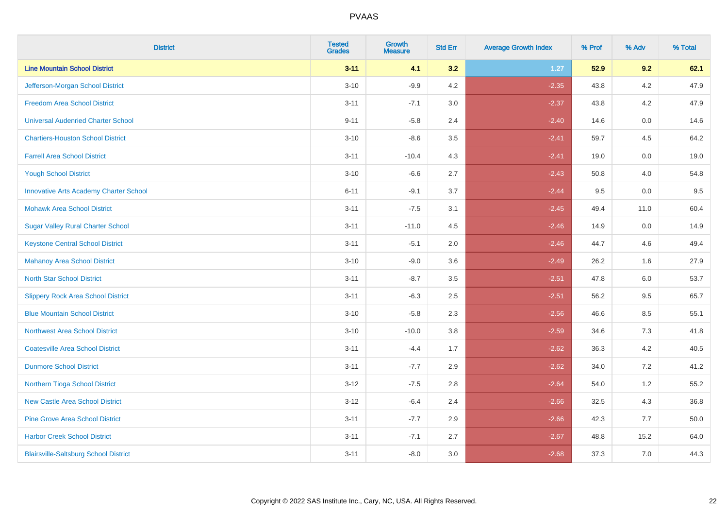# PVAAS

| District | Tested Grades | Growth Measure | Std Err | Average Growth Index | % Prof | % Adv | % Total |
|---|---|---|---|---|---|---|---|
| **Line Mountain School District** | **3-11** | **4.1** | **3.2** | **1.27** | **52.9** | **9.2** | **62.1** |
| Jefferson-Morgan School District | 3-10 | -9.9 | 4.2 | -2.35 | 43.8 | 4.2 | 47.9 |
| Freedom Area School District | 3-11 | -7.1 | 3.0 | -2.37 | 43.8 | 4.2 | 47.9 |
| Universal Audenried Charter School | 9-11 | -5.8 | 2.4 | -2.40 | 14.6 | 0.0 | 14.6 |
| Chartiers-Houston School District | 3-10 | -8.6 | 3.5 | -2.41 | 59.7 | 4.5 | 64.2 |
| Farrell Area School District | 3-11 | -10.4 | 4.3 | -2.41 | 19.0 | 0.0 | 19.0 |
| Yough School District | 3-10 | -6.6 | 2.7 | -2.43 | 50.8 | 4.0 | 54.8 |
| Innovative Arts Academy Charter School | 6-11 | -9.1 | 3.7 | -2.44 | 9.5 | 0.0 | 9.5 |
| Mohawk Area School District | 3-11 | -7.5 | 3.1 | -2.45 | 49.4 | 11.0 | 60.4 |
| Sugar Valley Rural Charter School | 3-11 | -11.0 | 4.5 | -2.46 | 14.9 | 0.0 | 14.9 |
| Keystone Central School District | 3-11 | -5.1 | 2.0 | -2.46 | 44.7 | 4.6 | 49.4 |
| Mahanoy Area School District | 3-10 | -9.0 | 3.6 | -2.49 | 26.2 | 1.6 | 27.9 |
| North Star School District | 3-11 | -8.7 | 3.5 | -2.51 | 47.8 | 6.0 | 53.7 |
| Slippery Rock Area School District | 3-11 | -6.3 | 2.5 | -2.51 | 56.2 | 9.5 | 65.7 |
| Blue Mountain School District | 3-10 | -5.8 | 2.3 | -2.56 | 46.6 | 8.5 | 55.1 |
| Northwest Area School District | 3-10 | -10.0 | 3.8 | -2.59 | 34.6 | 7.3 | 41.8 |
| Coatesville Area School District | 3-11 | -4.4 | 1.7 | -2.62 | 36.3 | 4.2 | 40.5 |
| Dunmore School District | 3-11 | -7.7 | 2.9 | -2.62 | 34.0 | 7.2 | 41.2 |
| Northern Tioga School District | 3-12 | -7.5 | 2.8 | -2.64 | 54.0 | 1.2 | 55.2 |
| New Castle Area School District | 3-12 | -6.4 | 2.4 | -2.66 | 32.5 | 4.3 | 36.8 |
| Pine Grove Area School District | 3-11 | -7.7 | 2.9 | -2.66 | 42.3 | 7.7 | 50.0 |
| Harbor Creek School District | 3-11 | -7.1 | 2.7 | -2.67 | 48.8 | 15.2 | 64.0 |
| Blairsville-Saltsburg School District | 3-11 | -8.0 | 3.0 | -2.68 | 37.3 | 7.0 | 44.3 |

Copyright © 2022 SAS Institute Inc., Cary, NC, USA. All Rights Reserved.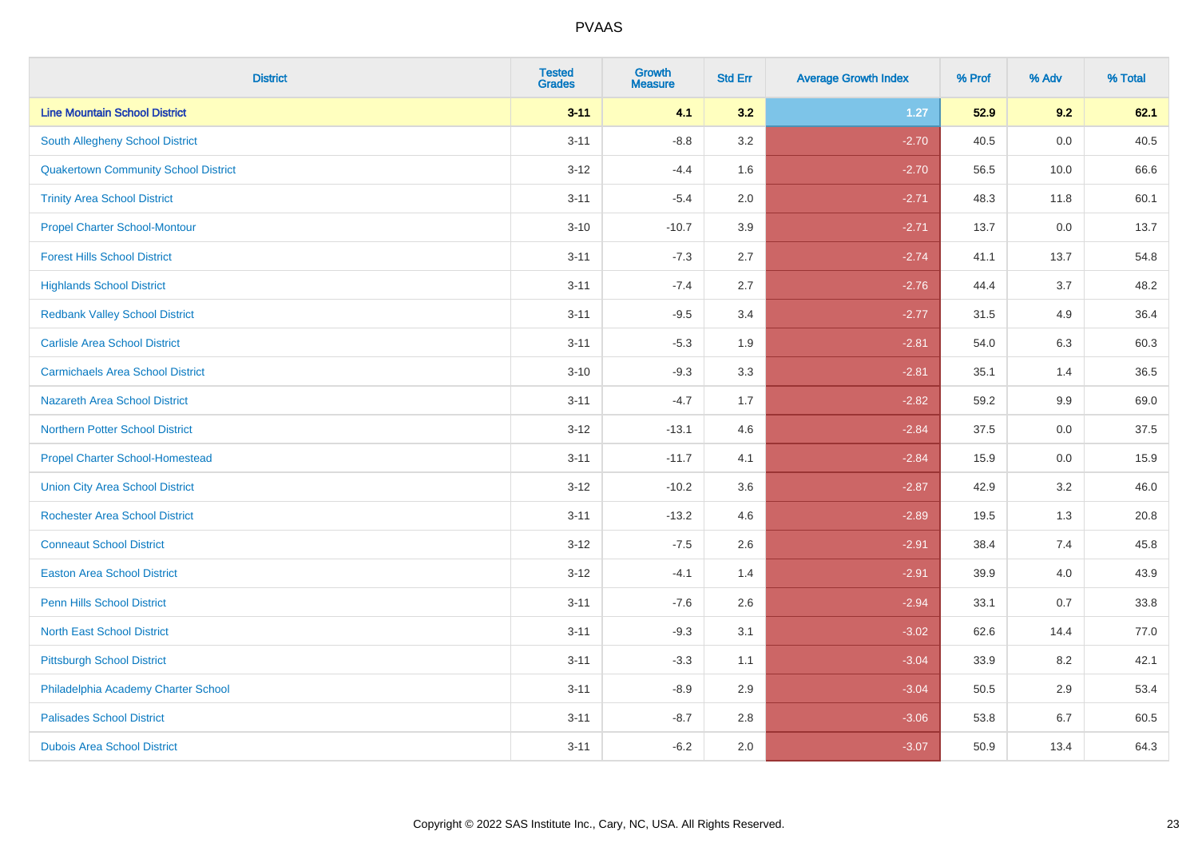# PVAAS

| District | Tested Grades | Growth Measure | Std Err | Average Growth Index | % Prof | % Adv | % Total |
|---|---|---|---|---|---|---|---|
| **Line Mountain School District** | **3-11** | **4.1** | **3.2** | **1.27** | **52.9** | **9.2** | **62.1** |
| South Allegheny School District | 3-11 | -8.8 | 3.2 | -2.70 | 40.5 | 0.0 | 40.5 |
| Quakertown Community School District | 3-12 | -4.4 | 1.6 | -2.70 | 56.5 | 10.0 | 66.6 |
| Trinity Area School District | 3-11 | -5.4 | 2.0 | -2.71 | 48.3 | 11.8 | 60.1 |
| Propel Charter School-Montour | 3-10 | -10.7 | 3.9 | -2.71 | 13.7 | 0.0 | 13.7 |
| Forest Hills School District | 3-11 | -7.3 | 2.7 | -2.74 | 41.1 | 13.7 | 54.8 |
| Highlands School District | 3-11 | -7.4 | 2.7 | -2.76 | 44.4 | 3.7 | 48.2 |
| Redbank Valley School District | 3-11 | -9.5 | 3.4 | -2.77 | 31.5 | 4.9 | 36.4 |
| Carlisle Area School District | 3-11 | -5.3 | 1.9 | -2.81 | 54.0 | 6.3 | 60.3 |
| Carmichaels Area School District | 3-10 | -9.3 | 3.3 | -2.81 | 35.1 | 1.4 | 36.5 |
| Nazareth Area School District | 3-11 | -4.7 | 1.7 | -2.82 | 59.2 | 9.9 | 69.0 |
| Northern Potter School District | 3-12 | -13.1 | 4.6 | -2.84 | 37.5 | 0.0 | 37.5 |
| Propel Charter School-Homestead | 3-11 | -11.7 | 4.1 | -2.84 | 15.9 | 0.0 | 15.9 |
| Union City Area School District | 3-12 | -10.2 | 3.6 | -2.87 | 42.9 | 3.2 | 46.0 |
| Rochester Area School District | 3-11 | -13.2 | 4.6 | -2.89 | 19.5 | 1.3 | 20.8 |
| Conneaut School District | 3-12 | -7.5 | 2.6 | -2.91 | 38.4 | 7.4 | 45.8 |
| Easton Area School District | 3-12 | -4.1 | 1.4 | -2.91 | 39.9 | 4.0 | 43.9 |
| Penn Hills School District | 3-11 | -7.6 | 2.6 | -2.94 | 33.1 | 0.7 | 33.8 |
| North East School District | 3-11 | -9.3 | 3.1 | -3.02 | 62.6 | 14.4 | 77.0 |
| Pittsburgh School District | 3-11 | -3.3 | 1.1 | -3.04 | 33.9 | 8.2 | 42.1 |
| Philadelphia Academy Charter School | 3-11 | -8.9 | 2.9 | -3.04 | 50.5 | 2.9 | 53.4 |
| Palisades School District | 3-11 | -8.7 | 2.8 | -3.06 | 53.8 | 6.7 | 60.5 |
| Dubois Area School District | 3-11 | -6.2 | 2.0 | -3.07 | 50.9 | 13.4 | 64.3 |

Copyright © 2022 SAS Institute Inc., Cary, NC, USA. All Rights Reserved.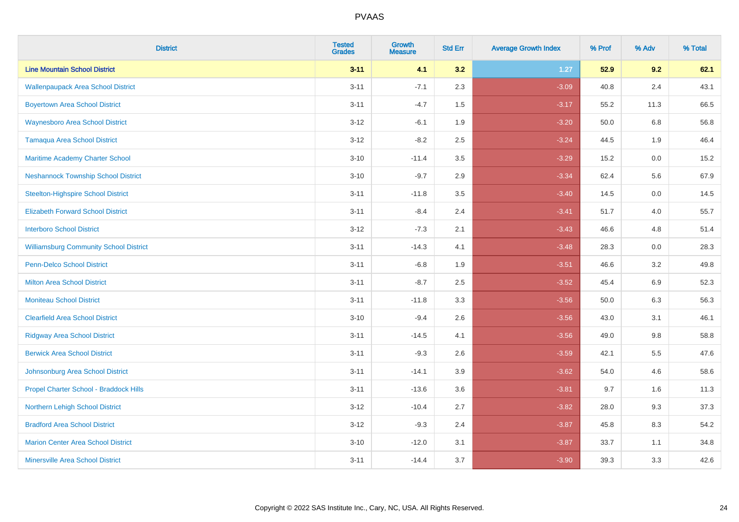| District | Tested Grades | Growth Measure | Std Err | Average Growth Index | % Prof | % Adv | % Total |
|---|---|---|---|---|---|---|---|
| **Line Mountain School District** | **3-11** | **4.1** | **3.2** | **1.27** | **52.9** | **9.2** | **62.1** |
| Wallenpaupack Area School District | 3-11 | -7.1 | 2.3 | -3.09 | 40.8 | 2.4 | 43.1 |
| Boyertown Area School District | 3-11 | -4.7 | 1.5 | -3.17 | 55.2 | 11.3 | 66.5 |
| Waynesboro Area School District | 3-12 | -6.1 | 1.9 | -3.20 | 50.0 | 6.8 | 56.8 |
| Tamaqua Area School District | 3-12 | -8.2 | 2.5 | -3.24 | 44.5 | 1.9 | 46.4 |
| Maritime Academy Charter School | 3-10 | -11.4 | 3.5 | -3.29 | 15.2 | 0.0 | 15.2 |
| Neshannock Township School District | 3-10 | -9.7 | 2.9 | -3.34 | 62.4 | 5.6 | 67.9 |
| Steelton-Highspire School District | 3-11 | -11.8 | 3.5 | -3.40 | 14.5 | 0.0 | 14.5 |
| Elizabeth Forward School District | 3-11 | -8.4 | 2.4 | -3.41 | 51.7 | 4.0 | 55.7 |
| Interboro School District | 3-12 | -7.3 | 2.1 | -3.43 | 46.6 | 4.8 | 51.4 |
| Williamsburg Community School District | 3-11 | -14.3 | 4.1 | -3.48 | 28.3 | 0.0 | 28.3 |
| Penn-Delco School District | 3-11 | -6.8 | 1.9 | -3.51 | 46.6 | 3.2 | 49.8 |
| Milton Area School District | 3-11 | -8.7 | 2.5 | -3.52 | 45.4 | 6.9 | 52.3 |
| Moniteau School District | 3-11 | -11.8 | 3.3 | -3.56 | 50.0 | 6.3 | 56.3 |
| Clearfield Area School District | 3-10 | -9.4 | 2.6 | -3.56 | 43.0 | 3.1 | 46.1 |
| Ridgway Area School District | 3-11 | -14.5 | 4.1 | -3.56 | 49.0 | 9.8 | 58.8 |
| Berwick Area School District | 3-11 | -9.3 | 2.6 | -3.59 | 42.1 | 5.5 | 47.6 |
| Johnsonburg Area School District | 3-11 | -14.1 | 3.9 | -3.62 | 54.0 | 4.6 | 58.6 |
| Propel Charter School - Braddock Hills | 3-11 | -13.6 | 3.6 | -3.81 | 9.7 | 1.6 | 11.3 |
| Northern Lehigh School District | 3-12 | -10.4 | 2.7 | -3.82 | 28.0 | 9.3 | 37.3 |
| Bradford Area School District | 3-12 | -9.3 | 2.4 | -3.87 | 45.8 | 8.3 | 54.2 |
| Marion Center Area School District | 3-10 | -12.0 | 3.1 | -3.87 | 33.7 | 1.1 | 34.8 |
| Minersville Area School District | 3-11 | -14.4 | 3.7 | -3.90 | 39.3 | 3.3 | 42.6 |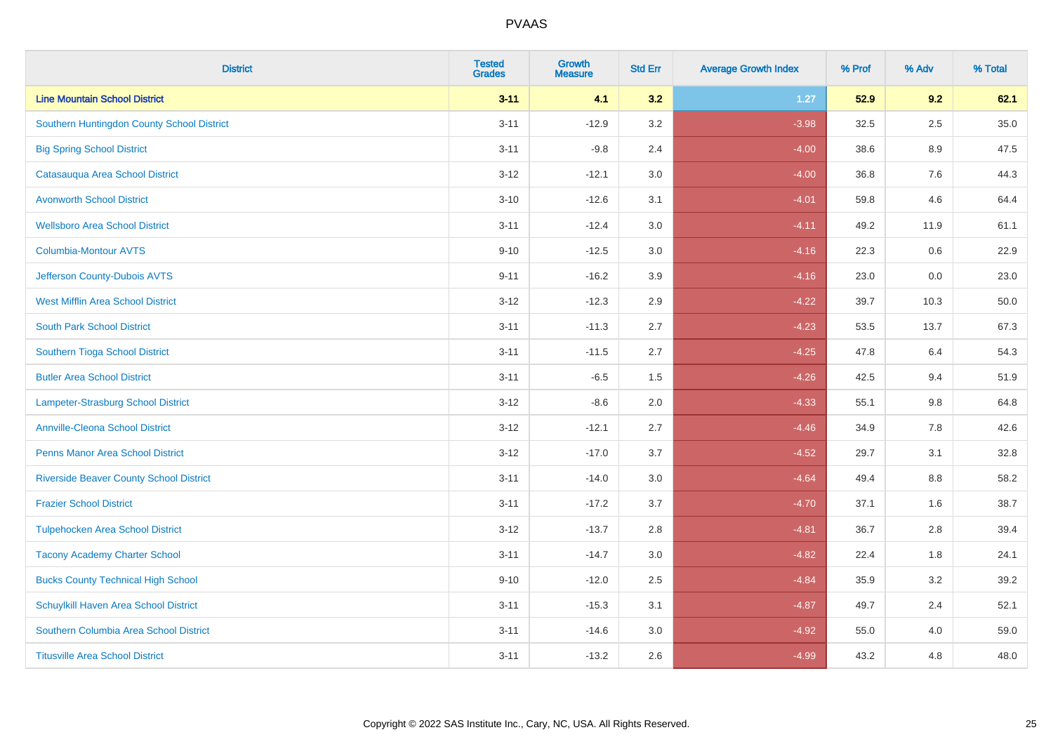# PVAAS

| District | Tested Grades | Growth Measure | Std Err | Average Growth Index | % Prof | % Adv | % Total |
|---|---|---|---|---|---|---|---|
| **Line Mountain School District** | **3-11** | **4.1** | **3.2** | **1.27** | **52.9** | **9.2** | **62.1** |
| Southern Huntingdon County School District | 3-11 | -12.9 | 3.2 | -3.98 | 32.5 | 2.5 | 35.0 |
| Big Spring School District | 3-11 | -9.8 | 2.4 | -4.00 | 38.6 | 8.9 | 47.5 |
| Catasauqua Area School District | 3-12 | -12.1 | 3.0 | -4.00 | 36.8 | 7.6 | 44.3 |
| Avonworth School District | 3-10 | -12.6 | 3.1 | -4.01 | 59.8 | 4.6 | 64.4 |
| Wellsboro Area School District | 3-11 | -12.4 | 3.0 | -4.11 | 49.2 | 11.9 | 61.1 |
| Columbia-Montour AVTS | 9-10 | -12.5 | 3.0 | -4.16 | 22.3 | 0.6 | 22.9 |
| Jefferson County-Dubois AVTS | 9-11 | -16.2 | 3.9 | -4.16 | 23.0 | 0.0 | 23.0 |
| West Mifflin Area School District | 3-12 | -12.3 | 2.9 | -4.22 | 39.7 | 10.3 | 50.0 |
| South Park School District | 3-11 | -11.3 | 2.7 | -4.23 | 53.5 | 13.7 | 67.3 |
| Southern Tioga School District | 3-11 | -11.5 | 2.7 | -4.25 | 47.8 | 6.4 | 54.3 |
| Butler Area School District | 3-11 | -6.5 | 1.5 | -4.26 | 42.5 | 9.4 | 51.9 |
| Lampeter-Strasburg School District | 3-12 | -8.6 | 2.0 | -4.33 | 55.1 | 9.8 | 64.8 |
| Annville-Cleona School District | 3-12 | -12.1 | 2.7 | -4.46 | 34.9 | 7.8 | 42.6 |
| Penns Manor Area School District | 3-12 | -17.0 | 3.7 | -4.52 | 29.7 | 3.1 | 32.8 |
| Riverside Beaver County School District | 3-11 | -14.0 | 3.0 | -4.64 | 49.4 | 8.8 | 58.2 |
| Frazier School District | 3-11 | -17.2 | 3.7 | -4.70 | 37.1 | 1.6 | 38.7 |
| Tulpehocken Area School District | 3-12 | -13.7 | 2.8 | -4.81 | 36.7 | 2.8 | 39.4 |
| Tacony Academy Charter School | 3-11 | -14.7 | 3.0 | -4.82 | 22.4 | 1.8 | 24.1 |
| Bucks County Technical High School | 9-10 | -12.0 | 2.5 | -4.84 | 35.9 | 3.2 | 39.2 |
| Schuylkill Haven Area School District | 3-11 | -15.3 | 3.1 | -4.87 | 49.7 | 2.4 | 52.1 |
| Southern Columbia Area School District | 3-11 | -14.6 | 3.0 | -4.92 | 55.0 | 4.0 | 59.0 |
| Titusville Area School District | 3-11 | -13.2 | 2.6 | -4.99 | 43.2 | 4.8 | 48.0 |

Copyright © 2022 SAS Institute Inc., Cary, NC, USA. All Rights Reserved.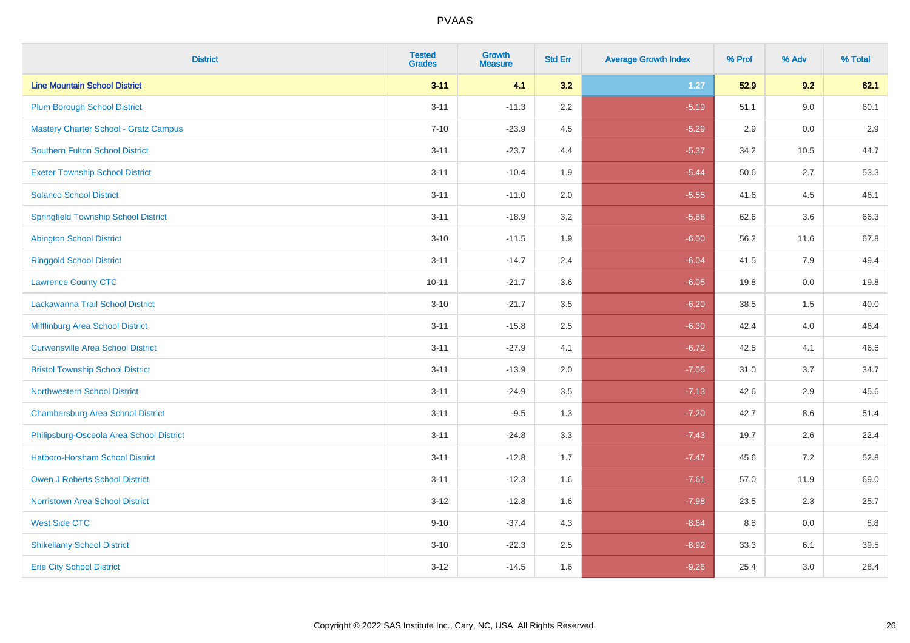# PVAAS

| District | Tested Grades | Growth Measure | Std Err | Average Growth Index | % Prof | % Adv | % Total |
|---|---|---|---|---|---|---|---|
| **Line Mountain School District** | **3-11** | **4.1** | **3.2** | **1.27** | **52.9** | **9.2** | **62.1** |
| Plum Borough School District | 3-11 | -11.3 | 2.2 | -5.19 | 51.1 | 9.0 | 60.1 |
| Mastery Charter School - Gratz Campus | 7-10 | -23.9 | 4.5 | -5.29 | 2.9 | 0.0 | 2.9 |
| Southern Fulton School District | 3-11 | -23.7 | 4.4 | -5.37 | 34.2 | 10.5 | 44.7 |
| Exeter Township School District | 3-11 | -10.4 | 1.9 | -5.44 | 50.6 | 2.7 | 53.3 |
| Solanco School District | 3-11 | -11.0 | 2.0 | -5.55 | 41.6 | 4.5 | 46.1 |
| Springfield Township School District | 3-11 | -18.9 | 3.2 | -5.88 | 62.6 | 3.6 | 66.3 |
| Abington School District | 3-10 | -11.5 | 1.9 | -6.00 | 56.2 | 11.6 | 67.8 |
| Ringgold School District | 3-11 | -14.7 | 2.4 | -6.04 | 41.5 | 7.9 | 49.4 |
| Lawrence County CTC | 10-11 | -21.7 | 3.6 | -6.05 | 19.8 | 0.0 | 19.8 |
| Lackawanna Trail School District | 3-10 | -21.7 | 3.5 | -6.20 | 38.5 | 1.5 | 40.0 |
| Mifflinburg Area School District | 3-11 | -15.8 | 2.5 | -6.30 | 42.4 | 4.0 | 46.4 |
| Curwensville Area School District | 3-11 | -27.9 | 4.1 | -6.72 | 42.5 | 4.1 | 46.6 |
| Bristol Township School District | 3-11 | -13.9 | 2.0 | -7.05 | 31.0 | 3.7 | 34.7 |
| Northwestern School District | 3-11 | -24.9 | 3.5 | -7.13 | 42.6 | 2.9 | 45.6 |
| Chambersburg Area School District | 3-11 | -9.5 | 1.3 | -7.20 | 42.7 | 8.6 | 51.4 |
| Philipsburg-Osceola Area School District | 3-11 | -24.8 | 3.3 | -7.43 | 19.7 | 2.6 | 22.4 |
| Hatboro-Horsham School District | 3-11 | -12.8 | 1.7 | -7.47 | 45.6 | 7.2 | 52.8 |
| Owen J Roberts School District | 3-11 | -12.3 | 1.6 | -7.61 | 57.0 | 11.9 | 69.0 |
| Norristown Area School District | 3-12 | -12.8 | 1.6 | -7.98 | 23.5 | 2.3 | 25.7 |
| West Side CTC | 9-10 | -37.4 | 4.3 | -8.64 | 8.8 | 0.0 | 8.8 |
| Shikellamy School District | 3-10 | -22.3 | 2.5 | -8.92 | 33.3 | 6.1 | 39.5 |
| Erie City School District | 3-12 | -14.5 | 1.6 | -9.26 | 25.4 | 3.0 | 28.4 |

Copyright © 2022 SAS Institute Inc., Cary, NC, USA. All Rights Reserved.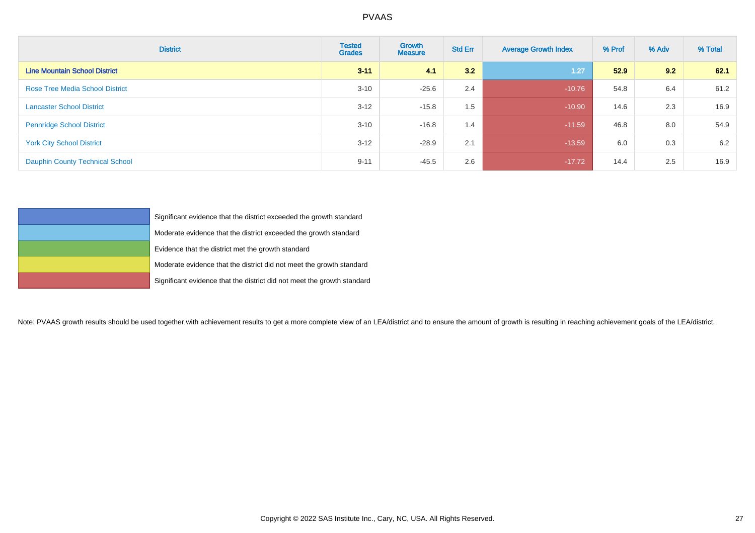PVAAS

| District | Tested Grades | Growth Measure | Std Err | Average Growth Index | % Prof | % Adv | % Total |
|---|---|---|---|---|---|---|---|
| **Line Mountain School District** | **3-11** | **4.1** | **3.2** | **1.27** | **52.9** | **9.2** | **62.1** |
| Rose Tree Media School District | 3-10 | -25.6 | 2.4 | -10.76 | 54.8 | 6.4 | 61.2 |
| Lancaster School District | 3-12 | -15.8 | 1.5 | -10.90 | 14.6 | 2.3 | 16.9 |
| Pennridge School District | 3-10 | -16.8 | 1.4 | -11.59 | 46.8 | 8.0 | 54.9 |
| York City School District | 3-12 | -28.9 | 2.1 | -13.59 | 6.0 | 0.3 | 6.2 |
| Dauphin County Technical School | 9-11 | -45.5 | 2.6 | -17.72 | 14.4 | 2.5 | 16.9 |

- Significant evidence that the district exceeded the growth standard
- Moderate evidence that the district exceeded the growth standard
- Evidence that the district met the growth standard
- Moderate evidence that the district did not meet the growth standard
- Significant evidence that the district did not meet the growth standard

Note: PVAAS growth results should be used together with achievement results to get a more complete view of an LEA/district and to ensure the amount of growth is resulting in reaching achievement goals of the LEA/district.

Copyright © 2022 SAS Institute Inc., Cary, NC, USA. All Rights Reserved.